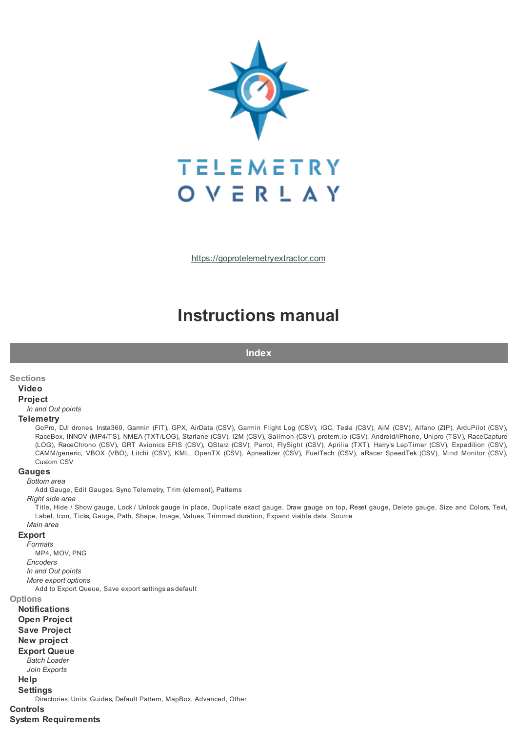TELEMETRY OVERLAY

https://goprotelemetryextractor.com

# Instructions manual

## Index

**Sections**

- **Video**
- **Project**
  - *In and Out points*
- **Telemetry**
  - GoPro, DJI drones, Insta360, Garmin (FIT), GPX, AirData (CSV), Garmin Flight Log (CSV), IGC, Tesla (CSV), AiM (CSV), Alfano (ZIP), ArduPilot (CSV), RaceBox, INNOV (MP4/TS), NMEA (TXT/LOG), Starlane (CSV), I2M (CSV), Sailmon (CSV), protern.io (CSV), Android/iPhone, Unipro (TSV), RaceCapture (LOG), RaceChrono (CSV), GRT Avionics EFIS (CSV), QStarz (CSV), Parrot, FlySight (CSV), Aprilia (TXT), Harry's LapTimer (CSV), Expedition (CSV), CAMM/generic, VBOX (VBO), Litchi (CSV), KML, OpenTX (CSV), Apnealizer (CSV), FuelTech (CSV), aRacer SpeedTek (CSV), Mind Monitor (CSV), Custom CSV
- **Gauges**
  - *Bottom area*
    - Add Gauge, Edit Gauges, Sync Telemetry, Trim (element), Patterns
  - *Right side area*
    - Title, Hide / Show gauge, Lock / Unlock gauge in place, Duplicate exact gauge, Draw gauge on top, Reset gauge, Delete gauge, Size and Colors, Text, Label, Icon, Ticks, Gauge, Path, Shape, Image, Values, Trimmed duration, Expand visible data, Source
  - *Main area*
- **Export**
  - *Formats*
    - MP4, MOV, PNG
  - *Encoders*
  - *In and Out points*
  - *More export options*
    - Add to Export Queue, Save export settings as default

**Options**

- **Notifications**
- **Open Project**
- **Save Project**
- **New project**
- **Export Queue**
  - *Batch Loader*
  - *Join Exports*
- **Help**
- **Settings**
  - Directories, Units, Guides, Default Pattern, MapBox, Advanced, Other

**Controls**

**System Requirements**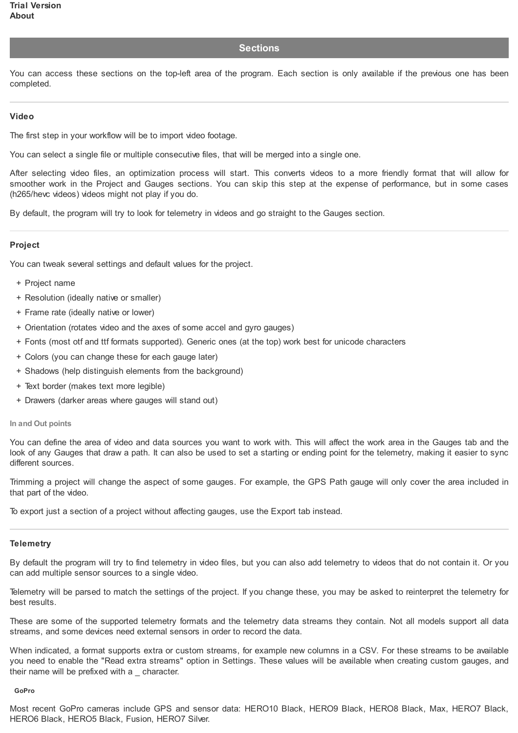**Trial Version**
**About**

## Sections

You can access these sections on the top-left area of the program. Each section is only available if the previous one has been completed.

---

### Video

The first step in your workflow will be to import video footage.

You can select a single file or multiple consecutive files, that will be merged into a single one.

After selecting video files, an optimization process will start. This converts videos to a more friendly format that will allow for smoother work in the Project and Gauges sections. You can skip this step at the expense of performance, but in some cases (h265/hevc videos) videos might not play if you do.

By default, the program will try to look for telemetry in videos and go straight to the Gauges section.

---

### Project

You can tweak several settings and default values for the project.

+ Project name
+ Resolution (ideally native or smaller)
+ Frame rate (ideally native or lower)
+ Orientation (rotates video and the axes of some accel and gyro gauges)
+ Fonts (most otf and ttf formats supported). Generic ones (at the top) work best for unicode characters
+ Colors (you can change these for each gauge later)
+ Shadows (help distinguish elements from the background)
+ Text border (makes text more legible)
+ Drawers (darker areas where gauges will stand out)

#### In and Out points

You can define the area of video and data sources you want to work with. This will affect the work area in the Gauges tab and the look of any Gauges that draw a path. It can also be used to set a starting or ending point for the telemetry, making it easier to sync different sources.

Trimming a project will change the aspect of some gauges. For example, the GPS Path gauge will only cover the area included in that part of the video.

To export just a section of a project without affecting gauges, use the Export tab instead.

---

### Telemetry

By default the program will try to find telemetry in video files, but you can also add telemetry to videos that do not contain it. Or you can add multiple sensor sources to a single video.

Telemetry will be parsed to match the settings of the project. If you change these, you may be asked to reinterpret the telemetry for best results.

These are some of the supported telemetry formats and the telemetry data streams they contain. Not all models support all data streams, and some devices need external sensors in order to record the data.

When indicated, a format supports extra or custom streams, for example new columns in a CSV. For these streams to be available you need to enable the "Read extra streams" option in Settings. These values will be available when creating custom gauges, and their name will be prefixed with a _ character.

##### GoPro

Most recent GoPro cameras include GPS and sensor data: HERO10 Black, HERO9 Black, HERO8 Black, Max, HERO7 Black, HERO6 Black, HERO5 Black, Fusion, HERO7 Silver.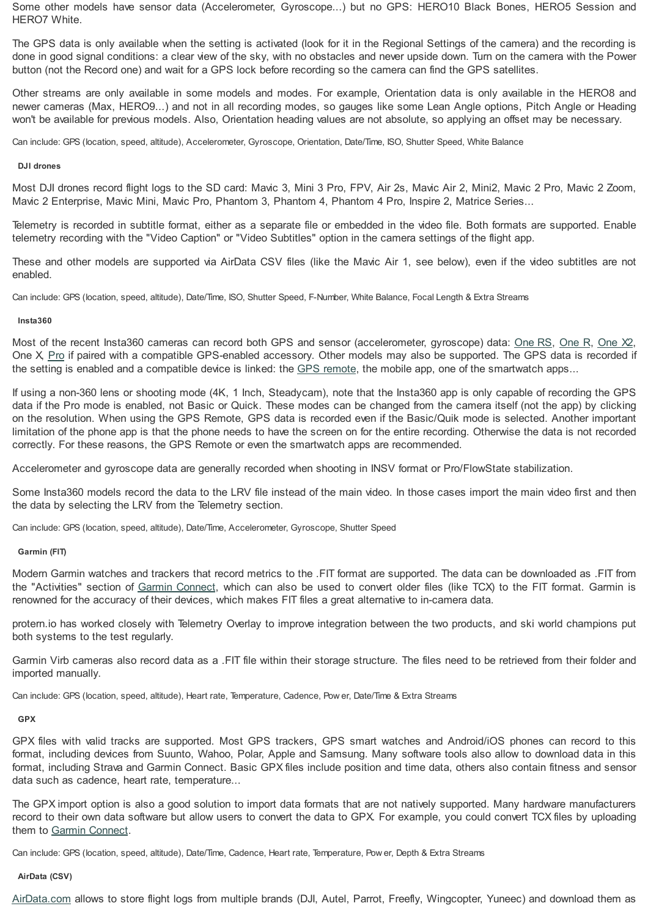Some other models have sensor data (Accelerometer, Gyroscope...) but no GPS: HERO10 Black Bones, HERO5 Session and HERO7 White.

The GPS data is only available when the setting is activated (look for it in the Regional Settings of the camera) and the recording is done in good signal conditions: a clear view of the sky, with no obstacles and never upside down. Turn on the camera with the Power button (not the Record one) and wait for a GPS lock before recording so the camera can find the GPS satellites.

Other streams are only available in some models and modes. For example, Orientation data is only available in the HERO8 and newer cameras (Max, HERO9...) and not in all recording modes, so gauges like some Lean Angle options, Pitch Angle or Heading won't be available for previous models. Also, Orientation heading values are not absolute, so applying an offset may be necessary.

Can include: GPS (location, speed, altitude), Accelerometer, Gyroscope, Orientation, Date/Time, ISO, Shutter Speed, White Balance

#### DJI drones

Most DJI drones record flight logs to the SD card: Mavic 3, Mini 3 Pro, FPV, Air 2s, Mavic Air 2, Mini2, Mavic 2 Pro, Mavic 2 Zoom, Mavic 2 Enterprise, Mavic Mini, Mavic Pro, Phantom 3, Phantom 4, Phantom 4 Pro, Inspire 2, Matrice Series...

Telemetry is recorded in subtitle format, either as a separate file or embedded in the video file. Both formats are supported. Enable telemetry recording with the "Video Caption" or "Video Subtitles" option in the camera settings of the flight app.

These and other models are supported via AirData CSV files (like the Mavic Air 1, see below), even if the video subtitles are not enabled.

Can include: GPS (location, speed, altitude), Date/Time, ISO, Shutter Speed, F-Number, White Balance, Focal Length & Extra Streams

#### Insta360

Most of the recent Insta360 cameras can record both GPS and sensor (accelerometer, gyroscope) data: One RS, One R, One X2, One X, Pro if paired with a compatible GPS-enabled accessory. Other models may also be supported. The GPS data is recorded if the setting is enabled and a compatible device is linked: the GPS remote, the mobile app, one of the smartwatch apps...

If using a non-360 lens or shooting mode (4K, 1 Inch, Steadycam), note that the Insta360 app is only capable of recording the GPS data if the Pro mode is enabled, not Basic or Quick. These modes can be changed from the camera itself (not the app) by clicking on the resolution. When using the GPS Remote, GPS data is recorded even if the Basic/Quik mode is selected. Another important limitation of the phone app is that the phone needs to have the screen on for the entire recording. Otherwise the data is not recorded correctly. For these reasons, the GPS Remote or even the smartwatch apps are recommended.

Accelerometer and gyroscope data are generally recorded when shooting in INSV format or Pro/FlowState stabilization.

Some Insta360 models record the data to the LRV file instead of the main video. In those cases import the main video first and then the data by selecting the LRV from the Telemetry section.

Can include: GPS (location, speed, altitude), Date/Time, Accelerometer, Gyroscope, Shutter Speed

#### Garmin (FIT)

Modern Garmin watches and trackers that record metrics to the .FIT format are supported. The data can be downloaded as .FIT from the "Activities" section of Garmin Connect, which can also be used to convert older files (like TCX) to the FIT format. Garmin is renowned for the accuracy of their devices, which makes FIT files a great alternative to in-camera data.

protern.io has worked closely with Telemetry Overlay to improve integration between the two products, and ski world champions put both systems to the test regularly.

Garmin Virb cameras also record data as a .FIT file within their storage structure. The files need to be retrieved from their folder and imported manually.

Can include: GPS (location, speed, altitude), Heart rate, Temperature, Cadence, Power, Date/Time & Extra Streams

#### GPX

GPX files with valid tracks are supported. Most GPS trackers, GPS smart watches and Android/iOS phones can record to this format, including devices from Suunto, Wahoo, Polar, Apple and Samsung. Many software tools also allow to download data in this format, including Strava and Garmin Connect. Basic GPX files include position and time data, others also contain fitness and sensor data such as cadence, heart rate, temperature...

The GPX import option is also a good solution to import data formats that are not natively supported. Many hardware manufacturers record to their own data software but allow users to convert the data to GPX. For example, you could convert TCX files by uploading them to Garmin Connect.

Can include: GPS (location, speed, altitude), Date/Time, Cadence, Heart rate, Temperature, Power, Depth & Extra Streams

#### AirData (CSV)

AirData.com allows to store flight logs from multiple brands (DJI, Autel, Parrot, Freefly, Wingcopter, Yuneec) and download them as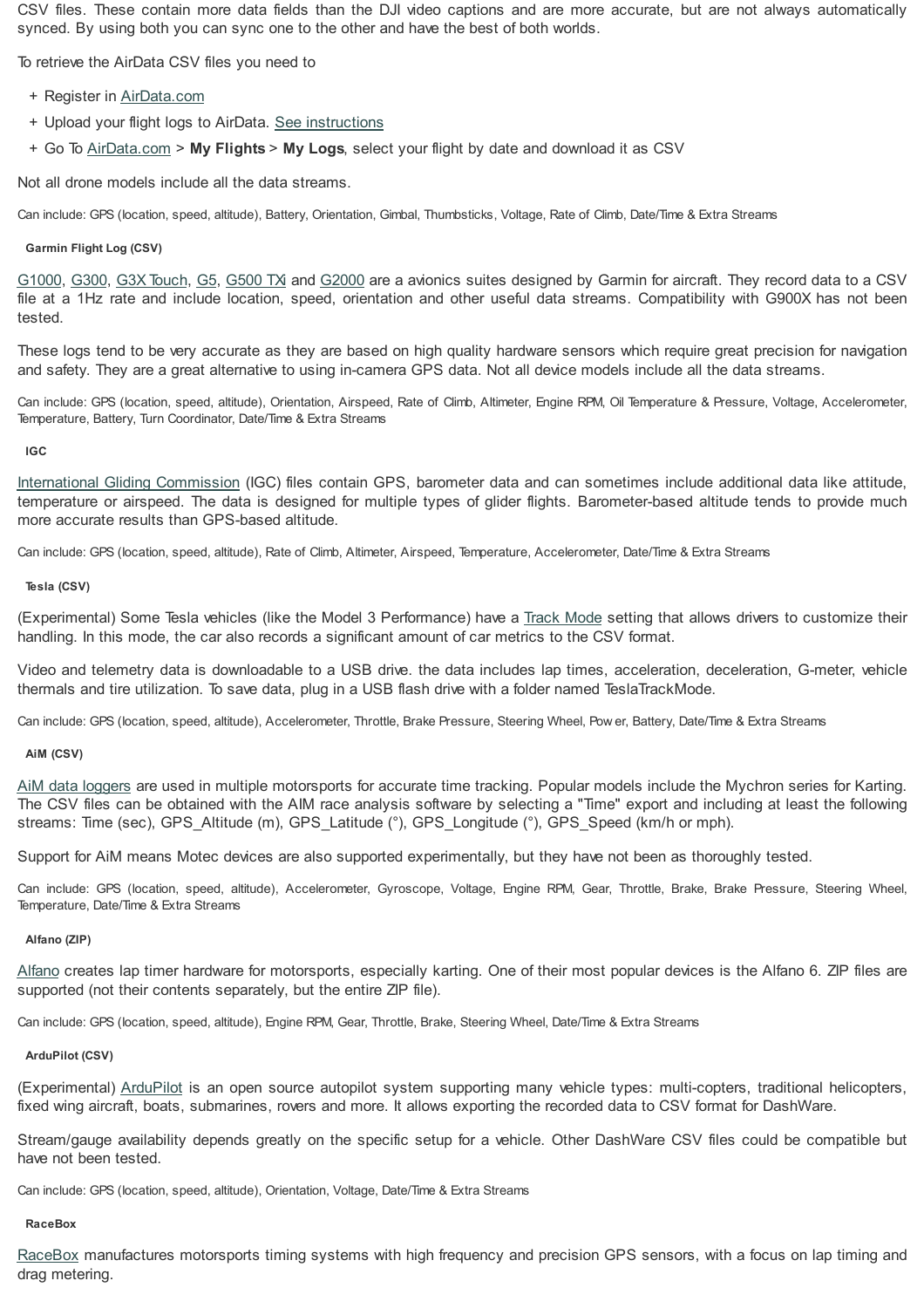CSV files. These contain more data fields than the DJI video captions and are more accurate, but are not always automatically synced. By using both you can sync one to the other and have the best of both worlds.

To retrieve the AirData CSV files you need to

- Register in AirData.com
- Upload your flight logs to AirData. See instructions
- Go To AirData.com > **My Flights** > **My Logs**, select your flight by date and download it as CSV

Not all drone models include all the data streams.

Can include: GPS (location, speed, altitude), Battery, Orientation, Gimbal, Thumbsticks, Voltage, Rate of Climb, Date/Time & Extra Streams

#### Garmin Flight Log (CSV)

G1000, G300, G3X Touch, G5, G500 TXi and G2000 are a avionics suites designed by Garmin for aircraft. They record data to a CSV file at a 1Hz rate and include location, speed, orientation and other useful data streams. Compatibility with G900X has not been tested.

These logs tend to be very accurate as they are based on high quality hardware sensors which require great precision for navigation and safety. They are a great alternative to using in-camera GPS data. Not all device models include all the data streams.

Can include: GPS (location, speed, altitude), Orientation, Airspeed, Rate of Climb, Altimeter, Engine RPM, Oil Temperature & Pressure, Voltage, Accelerometer, Temperature, Battery, Turn Coordinator, Date/Time & Extra Streams

#### IGC

International Gliding Commission (IGC) files contain GPS, barometer data and can sometimes include additional data like attitude, temperature or airspeed. The data is designed for multiple types of glider flights. Barometer-based altitude tends to provide much more accurate results than GPS-based altitude.

Can include: GPS (location, speed, altitude), Rate of Climb, Altimeter, Airspeed, Temperature, Accelerometer, Date/Time & Extra Streams

#### Tesla (CSV)

(Experimental) Some Tesla vehicles (like the Model 3 Performance) have a Track Mode setting that allows drivers to customize their handling. In this mode, the car also records a significant amount of car metrics to the CSV format.

Video and telemetry data is downloadable to a USB drive. the data includes lap times, acceleration, deceleration, G-meter, vehicle thermals and tire utilization. To save data, plug in a USB flash drive with a folder named TeslaTrackMode.

Can include: GPS (location, speed, altitude), Accelerometer, Throttle, Brake Pressure, Steering Wheel, Power, Battery, Date/Time & Extra Streams

#### AiM (CSV)

AiM data loggers are used in multiple motorsports for accurate time tracking. Popular models include the Mychron series for Karting. The CSV files can be obtained with the AIM race analysis software by selecting a "Time" export and including at least the following streams: Time (sec), GPS_Altitude (m), GPS_Latitude (°), GPS_Longitude (°), GPS_Speed (km/h or mph).

Support for AiM means Motec devices are also supported experimentally, but they have not been as thoroughly tested.

Can include: GPS (location, speed, altitude), Accelerometer, Gyroscope, Voltage, Engine RPM, Gear, Throttle, Brake, Brake Pressure, Steering Wheel, Temperature, Date/Time & Extra Streams

#### Alfano (ZIP)

Alfano creates lap timer hardware for motorsports, especially karting. One of their most popular devices is the Alfano 6. ZIP files are supported (not their contents separately, but the entire ZIP file).

Can include: GPS (location, speed, altitude), Engine RPM, Gear, Throttle, Brake, Steering Wheel, Date/Time & Extra Streams

#### ArduPilot (CSV)

(Experimental) ArduPilot is an open source autopilot system supporting many vehicle types: multi-copters, traditional helicopters, fixed wing aircraft, boats, submarines, rovers and more. It allows exporting the recorded data to CSV format for DashWare.

Stream/gauge availability depends greatly on the specific setup for a vehicle. Other DashWare CSV files could be compatible but have not been tested.

Can include: GPS (location, speed, altitude), Orientation, Voltage, Date/Time & Extra Streams

#### RaceBox

RaceBox manufactures motorsports timing systems with high frequency and precision GPS sensors, with a focus on lap timing and drag metering.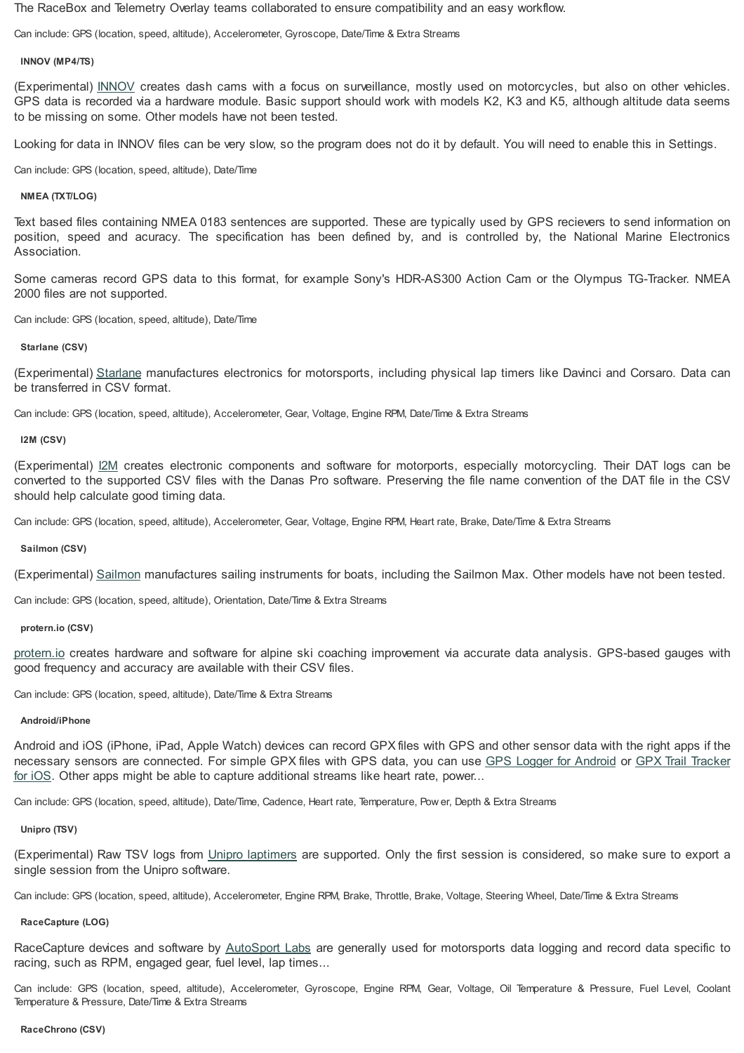The RaceBox and Telemetry Overlay teams collaborated to ensure compatibility and an easy workflow.

Can include: GPS (location, speed, altitude), Accelerometer, Gyroscope, Date/Time & Extra Streams

#### INNOV (MP4/TS)

(Experimental) INNOV creates dash cams with a focus on surveillance, mostly used on motorcycles, but also on other vehicles. GPS data is recorded via a hardware module. Basic support should work with models K2, K3 and K5, although altitude data seems to be missing on some. Other models have not been tested.

Looking for data in INNOV files can be very slow, so the program does not do it by default. You will need to enable this in Settings.

Can include: GPS (location, speed, altitude), Date/Time

#### NMEA (TXT/LOG)

Text based files containing NMEA 0183 sentences are supported. These are typically used by GPS recievers to send information on position, speed and acuracy. The specification has been defined by, and is controlled by, the National Marine Electronics Association.

Some cameras record GPS data to this format, for example Sony's HDR-AS300 Action Cam or the Olympus TG-Tracker. NMEA 2000 files are not supported.

Can include: GPS (location, speed, altitude), Date/Time

#### Starlane (CSV)

(Experimental) Starlane manufactures electronics for motorsports, including physical lap timers like Davinci and Corsaro. Data can be transferred in CSV format.

Can include: GPS (location, speed, altitude), Accelerometer, Gear, Voltage, Engine RPM, Date/Time & Extra Streams

#### I2M (CSV)

(Experimental) I2M creates electronic components and software for motorports, especially motorcycling. Their DAT logs can be converted to the supported CSV files with the Danas Pro software. Preserving the file name convention of the DAT file in the CSV should help calculate good timing data.

Can include: GPS (location, speed, altitude), Accelerometer, Gear, Voltage, Engine RPM, Heart rate, Brake, Date/Time & Extra Streams

#### Sailmon (CSV)

(Experimental) Sailmon manufactures sailing instruments for boats, including the Sailmon Max. Other models have not been tested.

Can include: GPS (location, speed, altitude), Orientation, Date/Time & Extra Streams

#### protern.io (CSV)

protern.io creates hardware and software for alpine ski coaching improvement via accurate data analysis. GPS-based gauges with good frequency and accuracy are available with their CSV files.

Can include: GPS (location, speed, altitude), Date/Time & Extra Streams

#### Android/iPhone

Android and iOS (iPhone, iPad, Apple Watch) devices can record GPX files with GPS and other sensor data with the right apps if the necessary sensors are connected. For simple GPX files with GPS data, you can use GPS Logger for Android or GPX Trail Tracker for iOS. Other apps might be able to capture additional streams like heart rate, power...

Can include: GPS (location, speed, altitude), Date/Time, Cadence, Heart rate, Temperature, Power, Depth & Extra Streams

#### Unipro (TSV)

(Experimental) Raw TSV logs from Unipro laptimers are supported. Only the first session is considered, so make sure to export a single session from the Unipro software.

Can include: GPS (location, speed, altitude), Accelerometer, Engine RPM, Brake, Throttle, Brake, Voltage, Steering Wheel, Date/Time & Extra Streams

#### RaceCapture (LOG)

RaceCapture devices and software by AutoSport Labs are generally used for motorsports data logging and record data specific to racing, such as RPM, engaged gear, fuel level, lap times...

Can include: GPS (location, speed, altitude), Accelerometer, Gyroscope, Engine RPM, Gear, Voltage, Oil Temperature & Pressure, Fuel Level, Coolant Temperature & Pressure, Date/Time & Extra Streams

#### RaceChrono (CSV)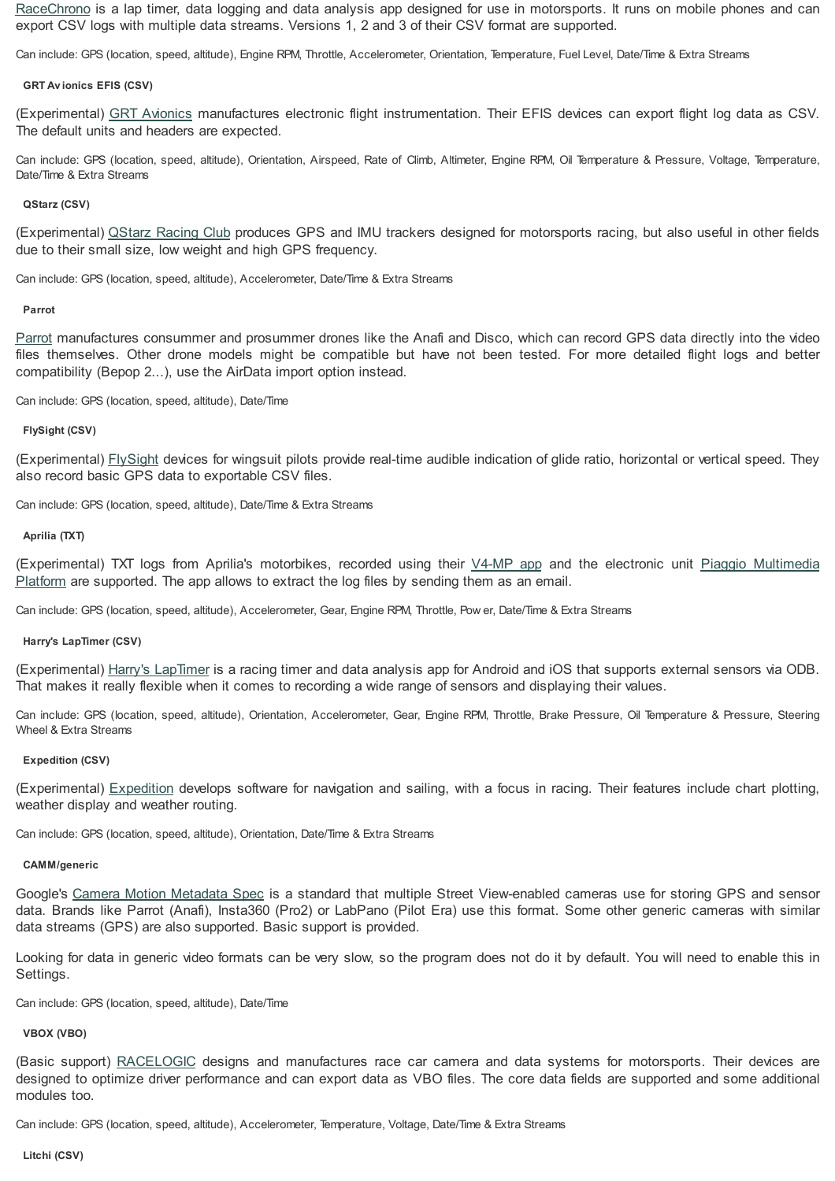RaceChrono is a lap timer, data logging and data analysis app designed for use in motorsports. It runs on mobile phones and can export CSV logs with multiple data streams. Versions 1, 2 and 3 of their CSV format are supported.

Can include: GPS (location, speed, altitude), Engine RPM, Throttle, Accelerometer, Orientation, Temperature, Fuel Level, Date/Time & Extra Streams

#### GRT Avionics EFIS (CSV)

(Experimental) GRT Avionics manufactures electronic flight instrumentation. Their EFIS devices can export flight log data as CSV. The default units and headers are expected.

Can include: GPS (location, speed, altitude), Orientation, Airspeed, Rate of Climb, Altimeter, Engine RPM, Oil Temperature & Pressure, Voltage, Temperature, Date/Time & Extra Streams

#### QStarz (CSV)

(Experimental) QStarz Racing Club produces GPS and IMU trackers designed for motorsports racing, but also useful in other fields due to their small size, low weight and high GPS frequency.

Can include: GPS (location, speed, altitude), Accelerometer, Date/Time & Extra Streams

#### Parrot

Parrot manufactures consummer and prosummer drones like the Anafi and Disco, which can record GPS data directly into the video files themselves. Other drone models might be compatible but have not been tested. For more detailed flight logs and better compatibility (Bepop 2...), use the AirData import option instead.

Can include: GPS (location, speed, altitude), Date/Time

#### FlySight (CSV)

(Experimental) FlySight devices for wingsuit pilots provide real-time audible indication of glide ratio, horizontal or vertical speed. They also record basic GPS data to exportable CSV files.

Can include: GPS (location, speed, altitude), Date/Time & Extra Streams

#### Aprilia (TXT)

(Experimental) TXT logs from Aprilia's motorbikes, recorded using their V4-MP app and the electronic unit Piaggio Multimedia Platform are supported. The app allows to extract the log files by sending them as an email.

Can include: GPS (location, speed, altitude), Accelerometer, Gear, Engine RPM, Throttle, Power, Date/Time & Extra Streams

#### Harry's LapTimer (CSV)

(Experimental) Harry's LapTimer is a racing timer and data analysis app for Android and iOS that supports external sensors via ODB. That makes it really flexible when it comes to recording a wide range of sensors and displaying their values.

Can include: GPS (location, speed, altitude), Orientation, Accelerometer, Gear, Engine RPM, Throttle, Brake Pressure, Oil Temperature & Pressure, Steering Wheel & Extra Streams

#### Expedition (CSV)

(Experimental) Expedition develops software for navigation and sailing, with a focus in racing. Their features include chart plotting, weather display and weather routing.

Can include: GPS (location, speed, altitude), Orientation, Date/Time & Extra Streams

#### CAMM/generic

Google's Camera Motion Metadata Spec is a standard that multiple Street View-enabled cameras use for storing GPS and sensor data. Brands like Parrot (Anafi), Insta360 (Pro2) or LabPano (Pilot Era) use this format. Some other generic cameras with similar data streams (GPS) are also supported. Basic support is provided.

Looking for data in generic video formats can be very slow, so the program does not do it by default. You will need to enable this in Settings.

Can include: GPS (location, speed, altitude), Date/Time

#### VBOX (VBO)

(Basic support) RACELOGIC designs and manufactures race car camera and data systems for motorsports. Their devices are designed to optimize driver performance and can export data as VBO files. The core data fields are supported and some additional modules too.

Can include: GPS (location, speed, altitude), Accelerometer, Temperature, Voltage, Date/Time & Extra Streams

#### Litchi (CSV)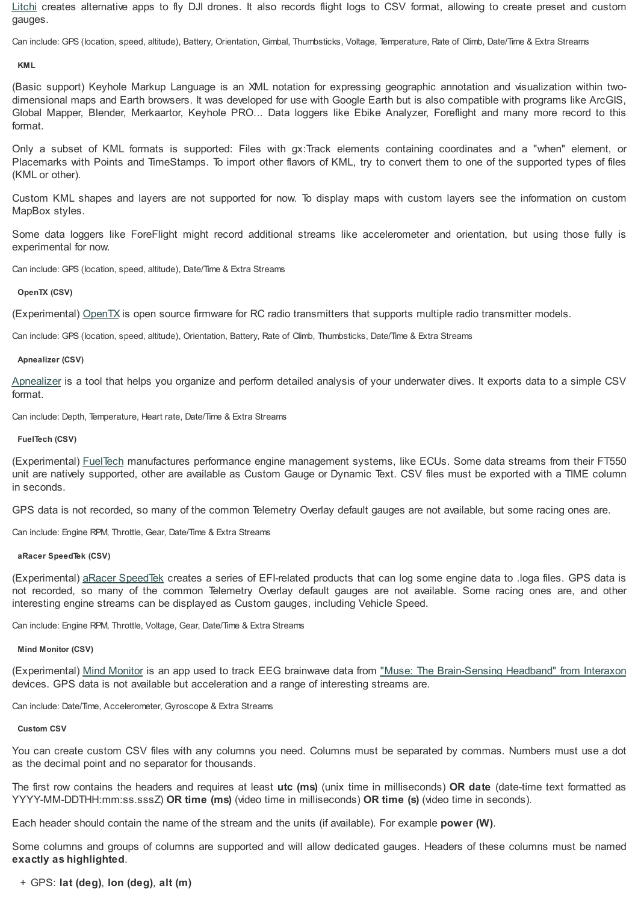Litchi creates alternative apps to fly DJI drones. It also records flight logs to CSV format, allowing to create preset and custom gauges.

Can include: GPS (location, speed, altitude), Battery, Orientation, Gimbal, Thumbsticks, Voltage, Temperature, Rate of Climb, Date/Time & Extra Streams

#### KML

(Basic support) Keyhole Markup Language is an XML notation for expressing geographic annotation and visualization within two-dimensional maps and Earth browsers. It was developed for use with Google Earth but is also compatible with programs like ArcGIS, Global Mapper, Blender, Merkaartor, Keyhole PRO... Data loggers like Ebike Analyzer, Foreflight and many more record to this format.

Only a subset of KML formats is supported: Files with gx:Track elements containing coordinates and a "when" element, or Placemarks with Points and TimeStamps. To import other flavors of KML, try to convert them to one of the supported types of files (KML or other).

Custom KML shapes and layers are not supported for now. To display maps with custom layers see the information on custom MapBox styles.

Some data loggers like ForeFlight might record additional streams like accelerometer and orientation, but using those fully is experimental for now.

Can include: GPS (location, speed, altitude), Date/Time & Extra Streams

#### OpenTX (CSV)

(Experimental) OpenTX is open source firmware for RC radio transmitters that supports multiple radio transmitter models.

Can include: GPS (location, speed, altitude), Orientation, Battery, Rate of Climb, Thumbsticks, Date/Time & Extra Streams

#### Apnealizer (CSV)

Apnealizer is a tool that helps you organize and perform detailed analysis of your underwater dives. It exports data to a simple CSV format.

Can include: Depth, Temperature, Heart rate, Date/Time & Extra Streams

#### FuelTech (CSV)

(Experimental) FuelTech manufactures performance engine management systems, like ECUs. Some data streams from their FT550 unit are natively supported, other are available as Custom Gauge or Dynamic Text. CSV files must be exported with a TIME column in seconds.

GPS data is not recorded, so many of the common Telemetry Overlay default gauges are not available, but some racing ones are.

Can include: Engine RPM, Throttle, Gear, Date/Time & Extra Streams

#### aRacer SpeedTek (CSV)

(Experimental) aRacer SpeedTek creates a series of EFI-related products that can log some engine data to .loga files. GPS data is not recorded, so many of the common Telemetry Overlay default gauges are not available. Some racing ones are, and other interesting engine streams can be displayed as Custom gauges, including Vehicle Speed.

Can include: Engine RPM, Throttle, Voltage, Gear, Date/Time & Extra Streams

#### Mind Monitor (CSV)

(Experimental) Mind Monitor is an app used to track EEG brainwave data from "Muse: The Brain-Sensing Headband" from Interaxon devices. GPS data is not available but acceleration and a range of interesting streams are.

Can include: Date/Time, Accelerometer, Gyroscope & Extra Streams

#### Custom CSV

You can create custom CSV files with any columns you need. Columns must be separated by commas. Numbers must use a dot as the decimal point and no separator for thousands.

The first row contains the headers and requires at least **utc (ms)** (unix time in milliseconds) **OR date** (date-time text formatted as YYYY-MM-DDTHH:mm:ss.sssZ) **OR time (ms)** (video time in milliseconds) **OR time (s)** (video time in seconds).

Each header should contain the name of the stream and the units (if available). For example **power (W)**.

Some columns and groups of columns are supported and will allow dedicated gauges. Headers of these columns must be named **exactly as highlighted**.

+ GPS: **lat (deg)**, **lon (deg)**, **alt (m)**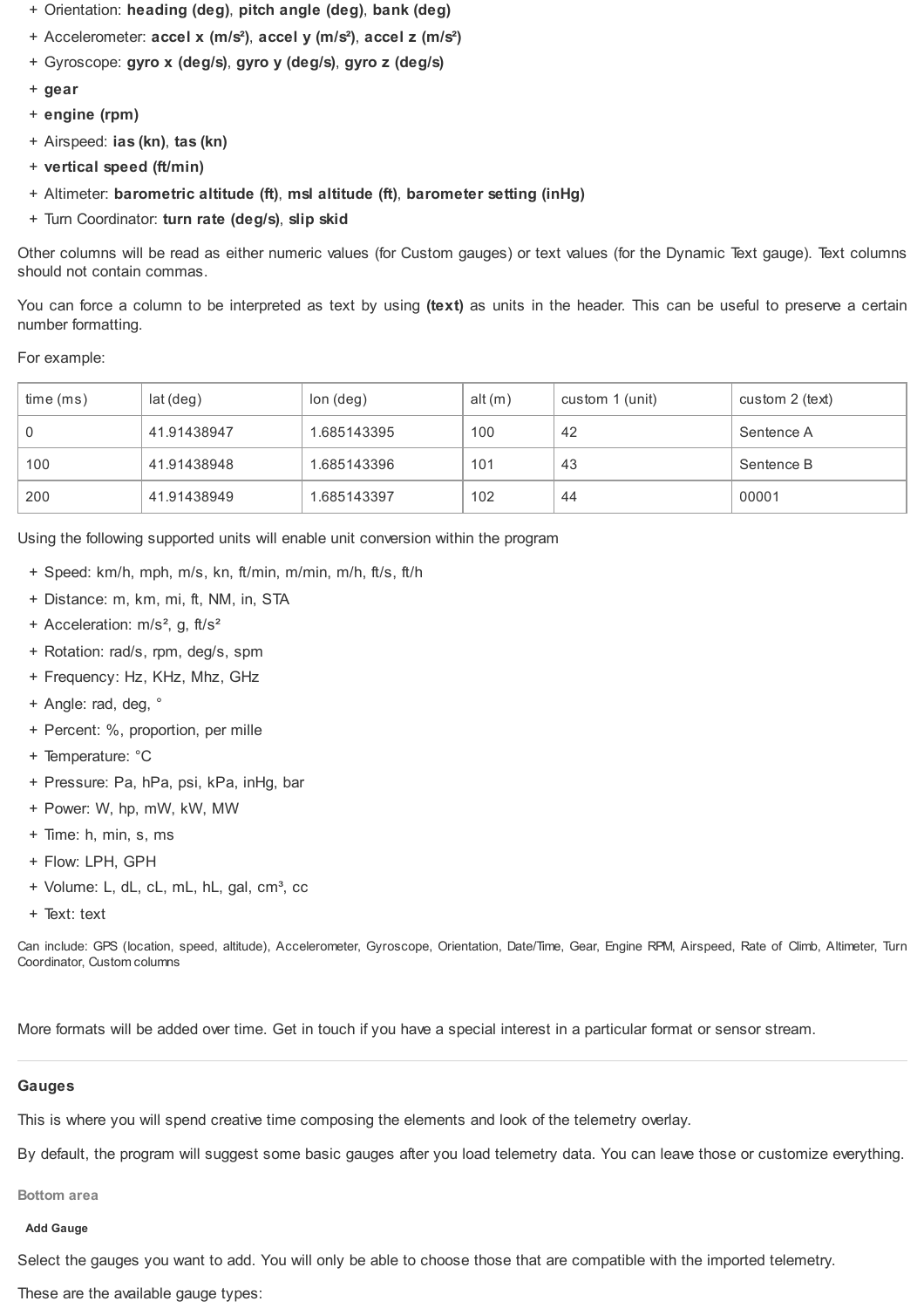+ Orientation: **heading (deg)**, **pitch angle (deg)**, **bank (deg)**
+ Accelerometer: **accel x (m/s²)**, **accel y (m/s²)**, **accel z (m/s²)**
+ Gyroscope: **gyro x (deg/s)**, **gyro y (deg/s)**, **gyro z (deg/s)**
+ **gear**
+ **engine (rpm)**
+ Airspeed: **ias (kn)**, **tas (kn)**
+ **vertical speed (ft/min)**
+ Altimeter: **barometric altitude (ft)**, **msl altitude (ft)**, **barometer setting (inHg)**
+ Turn Coordinator: **turn rate (deg/s)**, **slip skid**

Other columns will be read as either numeric values (for Custom gauges) or text values (for the Dynamic Text gauge). Text columns should not contain commas.

You can force a column to be interpreted as text by using **(text)** as units in the header. This can be useful to preserve a certain number formatting.

For example:

| time (ms) | lat (deg) | lon (deg) | alt (m) | custom 1 (unit) | custom 2 (text) |
|---|---|---|---|---|---|
| 0 | 41.91438947 | 1.685143395 | 100 | 42 | Sentence A |
| 100 | 41.91438948 | 1.685143396 | 101 | 43 | Sentence B |
| 200 | 41.91438949 | 1.685143397 | 102 | 44 | 00001 |

Using the following supported units will enable unit conversion within the program

+ Speed: km/h, mph, m/s, kn, ft/min, m/min, m/h, ft/s, ft/h
+ Distance: m, km, mi, ft, NM, in, STA
+ Acceleration: m/s², g, ft/s²
+ Rotation: rad/s, rpm, deg/s, spm
+ Frequency: Hz, KHz, Mhz, GHz
+ Angle: rad, deg, °
+ Percent: %, proportion, per mille
+ Temperature: °C
+ Pressure: Pa, hPa, psi, kPa, inHg, bar
+ Power: W, hp, mW, kW, MW
+ Time: h, min, s, ms
+ Flow: LPH, GPH
+ Volume: L, dL, cL, mL, hL, gal, cm³, cc
+ Text: text

Can include: GPS (location, speed, altitude), Accelerometer, Gyroscope, Orientation, Date/Time, Gear, Engine RPM, Airspeed, Rate of Climb, Altimeter, Turn Coordinator, Custom columns

More formats will be added over time. Get in touch if you have a special interest in a particular format or sensor stream.

### Gauges

This is where you will spend creative time composing the elements and look of the telemetry overlay.

By default, the program will suggest some basic gauges after you load telemetry data. You can leave those or customize everything.

#### Bottom area

##### Add Gauge

Select the gauges you want to add. You will only be able to choose those that are compatible with the imported telemetry.

These are the available gauge types: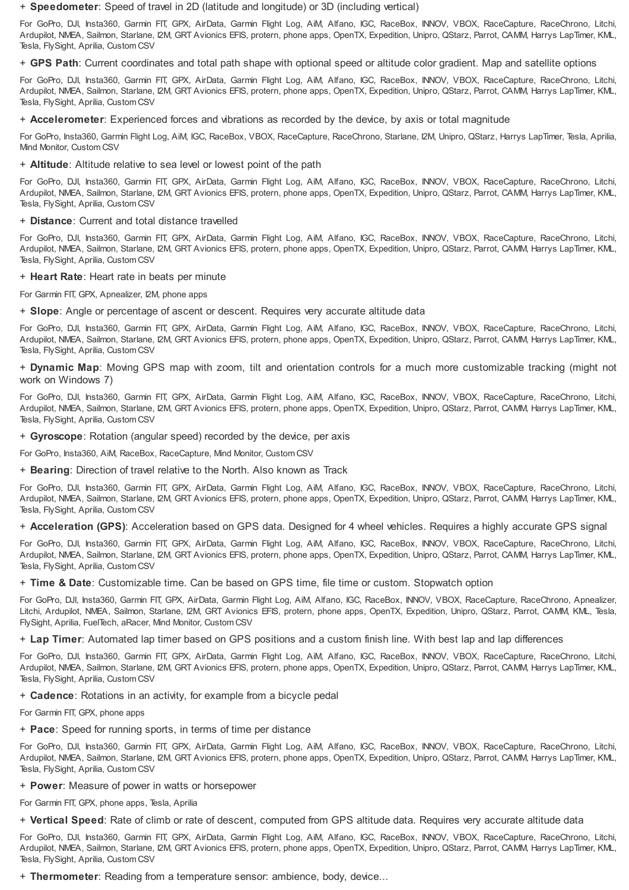+ **Speedometer**: Speed of travel in 2D (latitude and longitude) or 3D (including vertical)

For GoPro, DJI, Insta360, Garmin FIT, GPX, AirData, Garmin Flight Log, AiM, Alfano, IGC, RaceBox, INNOV, VBOX, RaceCapture, RaceChrono, Litchi, Ardupilot, NMEA, Sailmon, Starlane, I2M, GRT Avionics EFIS, protern, phone apps, OpenTX, Expedition, Unipro, QStarz, Parrot, CAMM, Harrys LapTimer, KML, Tesla, FlySight, Aprilia, Custom CSV

+ **GPS Path**: Current coordinates and total path shape with optional speed or altitude color gradient. Map and satellite options

For GoPro, DJI, Insta360, Garmin FIT, GPX, AirData, Garmin Flight Log, AiM, Alfano, IGC, RaceBox, INNOV, VBOX, RaceCapture, RaceChrono, Litchi, Ardupilot, NMEA, Sailmon, Starlane, I2M, GRT Avionics EFIS, protern, phone apps, OpenTX, Expedition, Unipro, QStarz, Parrot, CAMM, Harrys LapTimer, KML, Tesla, FlySight, Aprilia, Custom CSV

+ **Accelerometer**: Experienced forces and vibrations as recorded by the device, by axis or total magnitude

For GoPro, Insta360, Garmin Flight Log, AiM, IGC, RaceBox, VBOX, RaceCapture, RaceChrono, Starlane, I2M, Unipro, QStarz, Harrys LapTimer, Tesla, Aprilia, Mind Monitor, Custom CSV

+ **Altitude**: Altitude relative to sea level or lowest point of the path

For GoPro, DJI, Insta360, Garmin FIT, GPX, AirData, Garmin Flight Log, AiM, Alfano, IGC, RaceBox, INNOV, VBOX, RaceCapture, RaceChrono, Litchi, Ardupilot, NMEA, Sailmon, Starlane, I2M, GRT Avionics EFIS, protern, phone apps, OpenTX, Expedition, Unipro, QStarz, Parrot, CAMM, Harrys LapTimer, KML, Tesla, FlySight, Aprilia, Custom CSV

+ **Distance**: Current and total distance travelled

For GoPro, DJI, Insta360, Garmin FIT, GPX, AirData, Garmin Flight Log, AiM, Alfano, IGC, RaceBox, INNOV, VBOX, RaceCapture, RaceChrono, Litchi, Ardupilot, NMEA, Sailmon, Starlane, I2M, GRT Avionics EFIS, protern, phone apps, OpenTX, Expedition, Unipro, QStarz, Parrot, CAMM, Harrys LapTimer, KML, Tesla, FlySight, Aprilia, Custom CSV

+ **Heart Rate**: Heart rate in beats per minute

For Garmin FIT, GPX, Apnealizer, I2M, phone apps

+ **Slope**: Angle or percentage of ascent or descent. Requires very accurate altitude data

For GoPro, DJI, Insta360, Garmin FIT, GPX, AirData, Garmin Flight Log, AiM, Alfano, IGC, RaceBox, INNOV, VBOX, RaceCapture, RaceChrono, Litchi, Ardupilot, NMEA, Sailmon, Starlane, I2M, GRT Avionics EFIS, protern, phone apps, OpenTX, Expedition, Unipro, QStarz, Parrot, CAMM, Harrys LapTimer, KML, Tesla, FlySight, Aprilia, Custom CSV

+ **Dynamic Map**: Moving GPS map with zoom, tilt and orientation controls for a much more customizable tracking (might not work on Windows 7)

For GoPro, DJI, Insta360, Garmin FIT, GPX, AirData, Garmin Flight Log, AiM, Alfano, IGC, RaceBox, INNOV, VBOX, RaceCapture, RaceChrono, Litchi, Ardupilot, NMEA, Sailmon, Starlane, I2M, GRT Avionics EFIS, protern, phone apps, OpenTX, Expedition, Unipro, QStarz, Parrot, CAMM, Harrys LapTimer, KML, Tesla, FlySight, Aprilia, Custom CSV

+ **Gyroscope**: Rotation (angular speed) recorded by the device, per axis

For GoPro, Insta360, AiM, RaceBox, RaceCapture, Mind Monitor, Custom CSV

+ **Bearing**: Direction of travel relative to the North. Also known as Track

For GoPro, DJI, Insta360, Garmin FIT, GPX, AirData, Garmin Flight Log, AiM, Alfano, IGC, RaceBox, INNOV, VBOX, RaceCapture, RaceChrono, Litchi, Ardupilot, NMEA, Sailmon, Starlane, I2M, GRT Avionics EFIS, protern, phone apps, OpenTX, Expedition, Unipro, QStarz, Parrot, CAMM, Harrys LapTimer, KML, Tesla, FlySight, Aprilia, Custom CSV

+ **Acceleration (GPS)**: Acceleration based on GPS data. Designed for 4 wheel vehicles. Requires a highly accurate GPS signal

For GoPro, DJI, Insta360, Garmin FIT, GPX, AirData, Garmin Flight Log, AiM, Alfano, IGC, RaceBox, INNOV, VBOX, RaceCapture, RaceChrono, Litchi, Ardupilot, NMEA, Sailmon, Starlane, I2M, GRT Avionics EFIS, protern, phone apps, OpenTX, Expedition, Unipro, QStarz, Parrot, CAMM, Harrys LapTimer, KML, Tesla, FlySight, Aprilia, Custom CSV

+ **Time & Date**: Customizable time. Can be based on GPS time, file time or custom. Stopwatch option

For GoPro, DJI, Insta360, Garmin FIT, GPX, AirData, Garmin Flight Log, AiM, Alfano, IGC, RaceBox, INNOV, VBOX, RaceCapture, RaceChrono, Apnealizer, Litchi, Ardupilot, NMEA, Sailmon, Starlane, I2M, GRT Avionics EFIS, protern, phone apps, OpenTX, Expedition, Unipro, QStarz, Parrot, CAMM, KML, Tesla, FlySight, Aprilia, FuelTech, aRacer, Mind Monitor, Custom CSV

+ **Lap Timer**: Automated lap timer based on GPS positions and a custom finish line. With best lap and lap differences

For GoPro, DJI, Insta360, Garmin FIT, GPX, AirData, Garmin Flight Log, AiM, Alfano, IGC, RaceBox, INNOV, VBOX, RaceCapture, RaceChrono, Litchi, Ardupilot, NMEA, Sailmon, Starlane, I2M, GRT Avionics EFIS, protern, phone apps, OpenTX, Expedition, Unipro, QStarz, Parrot, CAMM, Harrys LapTimer, KML, Tesla, FlySight, Aprilia, Custom CSV

+ **Cadence**: Rotations in an activity, for example from a bicycle pedal

For Garmin FIT, GPX, phone apps

+ **Pace**: Speed for running sports, in terms of time per distance

For GoPro, DJI, Insta360, Garmin FIT, GPX, AirData, Garmin Flight Log, AiM, Alfano, IGC, RaceBox, INNOV, VBOX, RaceCapture, RaceChrono, Litchi, Ardupilot, NMEA, Sailmon, Starlane, I2M, GRT Avionics EFIS, protern, phone apps, OpenTX, Expedition, Unipro, QStarz, Parrot, CAMM, Harrys LapTimer, KML, Tesla, FlySight, Aprilia, Custom CSV

+ **Power**: Measure of power in watts or horsepower

For Garmin FIT, GPX, phone apps, Tesla, Aprilia

+ **Vertical Speed**: Rate of climb or rate of descent, computed from GPS altitude data. Requires very accurate altitude data

For GoPro, DJI, Insta360, Garmin FIT, GPX, AirData, Garmin Flight Log, AiM, Alfano, IGC, RaceBox, INNOV, VBOX, RaceCapture, RaceChrono, Litchi, Ardupilot, NMEA, Sailmon, Starlane, I2M, GRT Avionics EFIS, protern, phone apps, OpenTX, Expedition, Unipro, QStarz, Parrot, CAMM, Harrys LapTimer, KML, Tesla, FlySight, Aprilia, Custom CSV

+ **Thermometer**: Reading from a temperature sensor: ambience, body, device...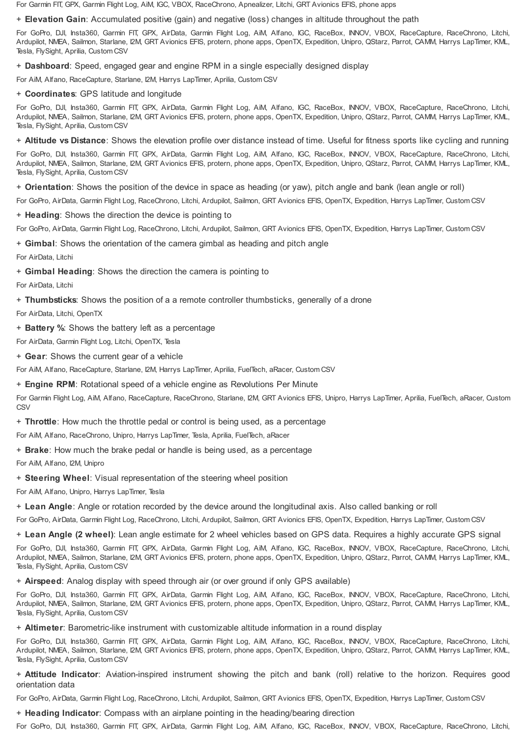For Garmin FIT, GPX, Garmin Flight Log, AiM, IGC, VBOX, RaceChrono, Apnealizer, Litchi, GRT Avionics EFIS, phone apps

+ **Elevation Gain**: Accumulated positive (gain) and negative (loss) changes in altitude throughout the path

For GoPro, DJI, Insta360, Garmin FIT, GPX, AirData, Garmin Flight Log, AiM, Alfano, IGC, RaceBox, INNOV, VBOX, RaceCapture, RaceChrono, Litchi, Ardupilot, NMEA, Sailmon, Starlane, I2M, GRT Avionics EFIS, protern, phone apps, OpenTX, Expedition, Unipro, QStarz, Parrot, CAMM, Harrys LapTimer, KML, Tesla, FlySight, Aprilia, Custom CSV

+ **Dashboard**: Speed, engaged gear and engine RPM in a single especially designed display

For AiM, Alfano, RaceCapture, Starlane, I2M, Harrys LapTimer, Aprilia, Custom CSV

+ **Coordinates**: GPS latitude and longitude

For GoPro, DJI, Insta360, Garmin FIT, GPX, AirData, Garmin Flight Log, AiM, Alfano, IGC, RaceBox, INNOV, VBOX, RaceCapture, RaceChrono, Litchi, Ardupilot, NMEA, Sailmon, Starlane, I2M, GRT Avionics EFIS, protern, phone apps, OpenTX, Expedition, Unipro, QStarz, Parrot, CAMM, Harrys LapTimer, KML, Tesla, FlySight, Aprilia, Custom CSV

+ **Altitude vs Distance**: Shows the elevation profile over distance instead of time. Useful for fitness sports like cycling and running

For GoPro, DJI, Insta360, Garmin FIT, GPX, AirData, Garmin Flight Log, AiM, Alfano, IGC, RaceBox, INNOV, VBOX, RaceCapture, RaceChrono, Litchi, Ardupilot, NMEA, Sailmon, Starlane, I2M, GRT Avionics EFIS, protern, phone apps, OpenTX, Expedition, Unipro, QStarz, Parrot, CAMM, Harrys LapTimer, KML, Tesla, FlySight, Aprilia, Custom CSV

+ **Orientation**: Shows the position of the device in space as heading (or yaw), pitch angle and bank (lean angle or roll)

For GoPro, AirData, Garmin Flight Log, RaceChrono, Litchi, Ardupilot, Sailmon, GRT Avionics EFIS, OpenTX, Expedition, Harrys LapTimer, Custom CSV

+ **Heading**: Shows the direction the device is pointing to

For GoPro, AirData, Garmin Flight Log, RaceChrono, Litchi, Ardupilot, Sailmon, GRT Avionics EFIS, OpenTX, Expedition, Harrys LapTimer, Custom CSV

+ **Gimbal**: Shows the orientation of the camera gimbal as heading and pitch angle

For AirData, Litchi

+ **Gimbal Heading**: Shows the direction the camera is pointing to

For AirData, Litchi

+ **Thumbsticks**: Shows the position of a a remote controller thumbsticks, generally of a drone

For AirData, Litchi, OpenTX

+ **Battery %**: Shows the battery left as a percentage

For AirData, Garmin Flight Log, Litchi, OpenTX, Tesla

+ **Gear**: Shows the current gear of a vehicle

For AiM, Alfano, RaceCapture, Starlane, I2M, Harrys LapTimer, Aprilia, FuelTech, aRacer, Custom CSV

+ **Engine RPM**: Rotational speed of a vehicle engine as Revolutions Per Minute

For Garmin Flight Log, AiM, Alfano, RaceCapture, RaceChrono, Starlane, I2M, GRT Avionics EFIS, Unipro, Harrys LapTimer, Aprilia, FuelTech, aRacer, Custom CSV

+ **Throttle**: How much the throttle pedal or control is being used, as a percentage

For AiM, Alfano, RaceChrono, Unipro, Harrys LapTimer, Tesla, Aprilia, FuelTech, aRacer

+ **Brake**: How much the brake pedal or handle is being used, as a percentage

For AiM, Alfano, I2M, Unipro

+ **Steering Wheel**: Visual representation of the steering wheel position

For AiM, Alfano, Unipro, Harrys LapTimer, Tesla

+ **Lean Angle**: Angle or rotation recorded by the device around the longitudinal axis. Also called banking or roll

For GoPro, AirData, Garmin Flight Log, RaceChrono, Litchi, Ardupilot, Sailmon, GRT Avionics EFIS, OpenTX, Expedition, Harrys LapTimer, Custom CSV

+ **Lean Angle (2 wheel)**: Lean angle estimate for 2 wheel vehicles based on GPS data. Requires a highly accurate GPS signal

For GoPro, DJI, Insta360, Garmin FIT, GPX, AirData, Garmin Flight Log, AiM, Alfano, IGC, RaceBox, INNOV, VBOX, RaceCapture, RaceChrono, Litchi, Ardupilot, NMEA, Sailmon, Starlane, I2M, GRT Avionics EFIS, protern, phone apps, OpenTX, Expedition, Unipro, QStarz, Parrot, CAMM, Harrys LapTimer, KML, Tesla, FlySight, Aprilia, Custom CSV

+ **Airspeed**: Analog display with speed through air (or over ground if only GPS available)

For GoPro, DJI, Insta360, Garmin FIT, GPX, AirData, Garmin Flight Log, AiM, Alfano, IGC, RaceBox, INNOV, VBOX, RaceCapture, RaceChrono, Litchi, Ardupilot, NMEA, Sailmon, Starlane, I2M, GRT Avionics EFIS, protern, phone apps, OpenTX, Expedition, Unipro, QStarz, Parrot, CAMM, Harrys LapTimer, KML, Tesla, FlySight, Aprilia, Custom CSV

+ **Altimeter**: Barometric-like instrument with customizable altitude information in a round display

For GoPro, DJI, Insta360, Garmin FIT, GPX, AirData, Garmin Flight Log, AiM, Alfano, IGC, RaceBox, INNOV, VBOX, RaceCapture, RaceChrono, Litchi, Ardupilot, NMEA, Sailmon, Starlane, I2M, GRT Avionics EFIS, protern, phone apps, OpenTX, Expedition, Unipro, QStarz, Parrot, CAMM, Harrys LapTimer, KML, Tesla, FlySight, Aprilia, Custom CSV

+ **Attitude Indicator**: Aviation-inspired instrument showing the pitch and bank (roll) relative to the horizon. Requires good orientation data

For GoPro, AirData, Garmin Flight Log, RaceChrono, Litchi, Ardupilot, Sailmon, GRT Avionics EFIS, OpenTX, Expedition, Harrys LapTimer, Custom CSV

+ **Heading Indicator**: Compass with an airplane pointing in the heading/bearing direction

For GoPro, DJI, Insta360, Garmin FIT, GPX, AirData, Garmin Flight Log, AiM, Alfano, IGC, RaceBox, INNOV, VBOX, RaceCapture, RaceChrono, Litchi,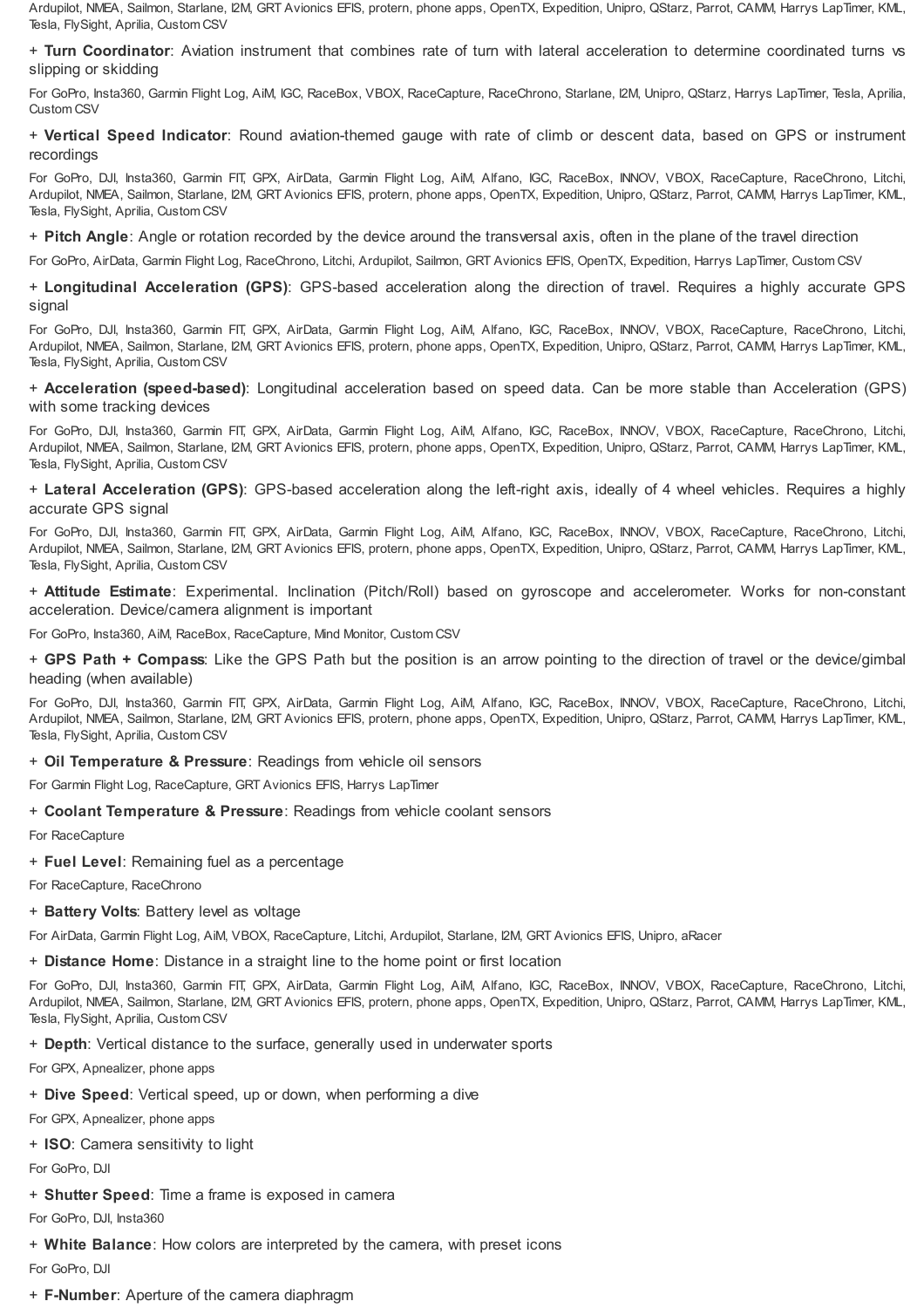Ardupilot, NMEA, Sailmon, Starlane, I2M, GRT Avionics EFIS, protern, phone apps, OpenTX, Expedition, Unipro, QStarz, Parrot, CAMM, Harrys LapTimer, KML, Tesla, FlySight, Aprilia, Custom CSV

+ **Turn Coordinator**: Aviation instrument that combines rate of turn with lateral acceleration to determine coordinated turns vs slipping or skidding

For GoPro, Insta360, Garmin Flight Log, AiM, IGC, RaceBox, VBOX, RaceCapture, RaceChrono, Starlane, I2M, Unipro, QStarz, Harrys LapTimer, Tesla, Aprilia, Custom CSV

+ **Vertical Speed Indicator**: Round aviation-themed gauge with rate of climb or descent data, based on GPS or instrument recordings

For GoPro, DJI, Insta360, Garmin FIT, GPX, AirData, Garmin Flight Log, AiM, Alfano, IGC, RaceBox, INNOV, VBOX, RaceCapture, RaceChrono, Litchi, Ardupilot, NMEA, Sailmon, Starlane, I2M, GRT Avionics EFIS, protern, phone apps, OpenTX, Expedition, Unipro, QStarz, Parrot, CAMM, Harrys LapTimer, KML, Tesla, FlySight, Aprilia, Custom CSV

+ **Pitch Angle**: Angle or rotation recorded by the device around the transversal axis, often in the plane of the travel direction

For GoPro, AirData, Garmin Flight Log, RaceChrono, Litchi, Ardupilot, Sailmon, GRT Avionics EFIS, OpenTX, Expedition, Harrys LapTimer, Custom CSV

+ **Longitudinal Acceleration (GPS)**: GPS-based acceleration along the direction of travel. Requires a highly accurate GPS signal

For GoPro, DJI, Insta360, Garmin FIT, GPX, AirData, Garmin Flight Log, AiM, Alfano, IGC, RaceBox, INNOV, VBOX, RaceCapture, RaceChrono, Litchi, Ardupilot, NMEA, Sailmon, Starlane, I2M, GRT Avionics EFIS, protern, phone apps, OpenTX, Expedition, Unipro, QStarz, Parrot, CAMM, Harrys LapTimer, KML, Tesla, FlySight, Aprilia, Custom CSV

+ **Acceleration (speed-based)**: Longitudinal acceleration based on speed data. Can be more stable than Acceleration (GPS) with some tracking devices

For GoPro, DJI, Insta360, Garmin FIT, GPX, AirData, Garmin Flight Log, AiM, Alfano, IGC, RaceBox, INNOV, VBOX, RaceCapture, RaceChrono, Litchi, Ardupilot, NMEA, Sailmon, Starlane, I2M, GRT Avionics EFIS, protern, phone apps, OpenTX, Expedition, Unipro, QStarz, Parrot, CAMM, Harrys LapTimer, KML, Tesla, FlySight, Aprilia, Custom CSV

+ **Lateral Acceleration (GPS)**: GPS-based acceleration along the left-right axis, ideally of 4 wheel vehicles. Requires a highly accurate GPS signal

For GoPro, DJI, Insta360, Garmin FIT, GPX, AirData, Garmin Flight Log, AiM, Alfano, IGC, RaceBox, INNOV, VBOX, RaceCapture, RaceChrono, Litchi, Ardupilot, NMEA, Sailmon, Starlane, I2M, GRT Avionics EFIS, protern, phone apps, OpenTX, Expedition, Unipro, QStarz, Parrot, CAMM, Harrys LapTimer, KML, Tesla, FlySight, Aprilia, Custom CSV

+ **Attitude Estimate**: Experimental. Inclination (Pitch/Roll) based on gyroscope and accelerometer. Works for non-constant acceleration. Device/camera alignment is important

For GoPro, Insta360, AiM, RaceBox, RaceCapture, Mind Monitor, Custom CSV

+ **GPS Path + Compass**: Like the GPS Path but the position is an arrow pointing to the direction of travel or the device/gimbal heading (when available)

For GoPro, DJI, Insta360, Garmin FIT, GPX, AirData, Garmin Flight Log, AiM, Alfano, IGC, RaceBox, INNOV, VBOX, RaceCapture, RaceChrono, Litchi, Ardupilot, NMEA, Sailmon, Starlane, I2M, GRT Avionics EFIS, protern, phone apps, OpenTX, Expedition, Unipro, QStarz, Parrot, CAMM, Harrys LapTimer, KML, Tesla, FlySight, Aprilia, Custom CSV

+ **Oil Temperature & Pressure**: Readings from vehicle oil sensors

For Garmin Flight Log, RaceCapture, GRT Avionics EFIS, Harrys LapTimer

+ **Coolant Temperature & Pressure**: Readings from vehicle coolant sensors

For RaceCapture

+ **Fuel Level**: Remaining fuel as a percentage

For RaceCapture, RaceChrono

+ **Battery Volts**: Battery level as voltage

For AirData, Garmin Flight Log, AiM, VBOX, RaceCapture, Litchi, Ardupilot, Starlane, I2M, GRT Avionics EFIS, Unipro, aRacer

+ **Distance Home**: Distance in a straight line to the home point or first location

For GoPro, DJI, Insta360, Garmin FIT, GPX, AirData, Garmin Flight Log, AiM, Alfano, IGC, RaceBox, INNOV, VBOX, RaceCapture, RaceChrono, Litchi, Ardupilot, NMEA, Sailmon, Starlane, I2M, GRT Avionics EFIS, protern, phone apps, OpenTX, Expedition, Unipro, QStarz, Parrot, CAMM, Harrys LapTimer, KML, Tesla, FlySight, Aprilia, Custom CSV

+ **Depth**: Vertical distance to the surface, generally used in underwater sports

For GPX, Apnealizer, phone apps

+ **Dive Speed**: Vertical speed, up or down, when performing a dive

For GPX, Apnealizer, phone apps

+ **ISO**: Camera sensitivity to light

For GoPro, DJI

+ **Shutter Speed**: Time a frame is exposed in camera

For GoPro, DJI, Insta360

+ **White Balance**: How colors are interpreted by the camera, with preset icons

For GoPro, DJI

+ **F-Number**: Aperture of the camera diaphragm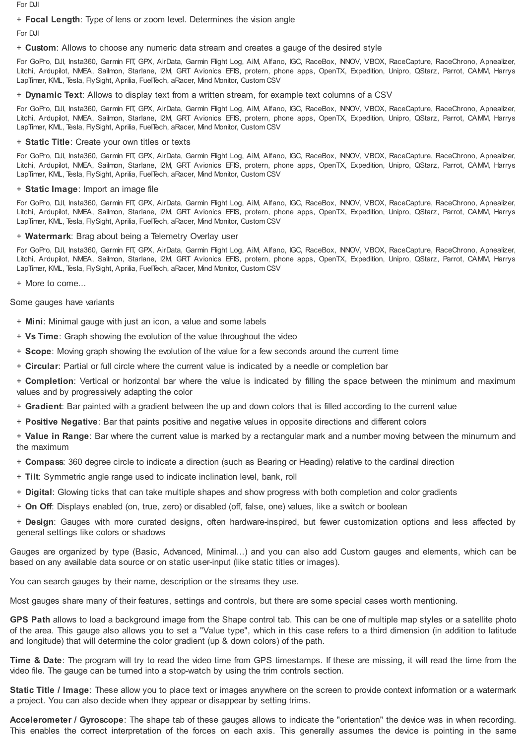For DJI

+ **Focal Length**: Type of lens or zoom level. Determines the vision angle

For DJI

+ **Custom**: Allows to choose any numeric data stream and creates a gauge of the desired style

For GoPro, DJI, Insta360, Garmin FIT, GPX, AirData, Garmin Flight Log, AiM, Alfano, IGC, RaceBox, INNOV, VBOX, RaceCapture, RaceChrono, Apnealizer, Litchi, Ardupilot, NMEA, Sailmon, Starlane, I2M, GRT Avionics EFIS, protern, phone apps, OpenTX, Expedition, Unipro, QStarz, Parrot, CAMM, Harrys LapTimer, KML, Tesla, FlySight, Aprilia, FuelTech, aRacer, Mind Monitor, Custom CSV

+ **Dynamic Text**: Allows to display text from a written stream, for example text columns of a CSV

For GoPro, DJI, Insta360, Garmin FIT, GPX, AirData, Garmin Flight Log, AiM, Alfano, IGC, RaceBox, INNOV, VBOX, RaceCapture, RaceChrono, Apnealizer, Litchi, Ardupilot, NMEA, Sailmon, Starlane, I2M, GRT Avionics EFIS, protern, phone apps, OpenTX, Expedition, Unipro, QStarz, Parrot, CAMM, Harrys LapTimer, KML, Tesla, FlySight, Aprilia, FuelTech, aRacer, Mind Monitor, Custom CSV

+ **Static Title**: Create your own titles or texts

For GoPro, DJI, Insta360, Garmin FIT, GPX, AirData, Garmin Flight Log, AiM, Alfano, IGC, RaceBox, INNOV, VBOX, RaceCapture, RaceChrono, Apnealizer, Litchi, Ardupilot, NMEA, Sailmon, Starlane, I2M, GRT Avionics EFIS, protern, phone apps, OpenTX, Expedition, Unipro, QStarz, Parrot, CAMM, Harrys LapTimer, KML, Tesla, FlySight, Aprilia, FuelTech, aRacer, Mind Monitor, Custom CSV

+ **Static Image**: Import an image file

For GoPro, DJI, Insta360, Garmin FIT, GPX, AirData, Garmin Flight Log, AiM, Alfano, IGC, RaceBox, INNOV, VBOX, RaceCapture, RaceChrono, Apnealizer, Litchi, Ardupilot, NMEA, Sailmon, Starlane, I2M, GRT Avionics EFIS, protern, phone apps, OpenTX, Expedition, Unipro, QStarz, Parrot, CAMM, Harrys LapTimer, KML, Tesla, FlySight, Aprilia, FuelTech, aRacer, Mind Monitor, Custom CSV

+ **Watermark**: Brag about being a Telemetry Overlay user

For GoPro, DJI, Insta360, Garmin FIT, GPX, AirData, Garmin Flight Log, AiM, Alfano, IGC, RaceBox, INNOV, VBOX, RaceCapture, RaceChrono, Apnealizer, Litchi, Ardupilot, NMEA, Sailmon, Starlane, I2M, GRT Avionics EFIS, protern, phone apps, OpenTX, Expedition, Unipro, QStarz, Parrot, CAMM, Harrys LapTimer, KML, Tesla, FlySight, Aprilia, FuelTech, aRacer, Mind Monitor, Custom CSV

+ More to come...

Some gauges have variants

+ **Mini**: Minimal gauge with just an icon, a value and some labels
+ **Vs Time**: Graph showing the evolution of the value throughout the video
+ **Scope**: Moving graph showing the evolution of the value for a few seconds around the current time
+ **Circular**: Partial or full circle where the current value is indicated by a needle or completion bar
+ **Completion**: Vertical or horizontal bar where the value is indicated by filling the space between the minimum and maximum values and by progressively adapting the color
+ **Gradient**: Bar painted with a gradient between the up and down colors that is filled according to the current value
+ **Positive Negative**: Bar that paints positive and negative values in opposite directions and different colors
+ **Value in Range**: Bar where the current value is marked by a rectangular mark and a number moving between the minumum and the maximum
+ **Compass**: 360 degree circle to indicate a direction (such as Bearing or Heading) relative to the cardinal direction
+ **Tilt**: Symmetric angle range used to indicate inclination level, bank, roll
+ **Digital**: Glowing ticks that can take multiple shapes and show progress with both completion and color gradients
+ **On Off**: Displays enabled (on, true, zero) or disabled (off, false, one) values, like a switch or boolean
+ **Design**: Gauges with more curated designs, often hardware-inspired, but fewer customization options and less affected by general settings like colors or shadows

Gauges are organized by type (Basic, Advanced, Minimal...) and you can also add Custom gauges and elements, which can be based on any available data source or on static user-input (like static titles or images).

You can search gauges by their name, description or the streams they use.

Most gauges share many of their features, settings and controls, but there are some special cases worth mentioning.

**GPS Path** allows to load a background image from the Shape control tab. This can be one of multiple map styles or a satellite photo of the area. This gauge also allows you to set a "Value type", which in this case refers to a third dimension (in addition to latitude and longitude) that will determine the color gradient (up & down colors) of the path.

**Time & Date**: The program will try to read the video time from GPS timestamps. If these are missing, it will read the time from the video file. The gauge can be turned into a stop-watch by using the trim controls section.

**Static Title / Image**: These allow you to place text or images anywhere on the screen to provide context information or a watermark a project. You can also decide when they appear or disappear by setting trims.

**Accelerometer / Gyroscope**: The shape tab of these gauges allows to indicate the "orientation" the device was in when recording. This enables the correct interpretation of the forces on each axis. This generally assumes the device is pointing in the same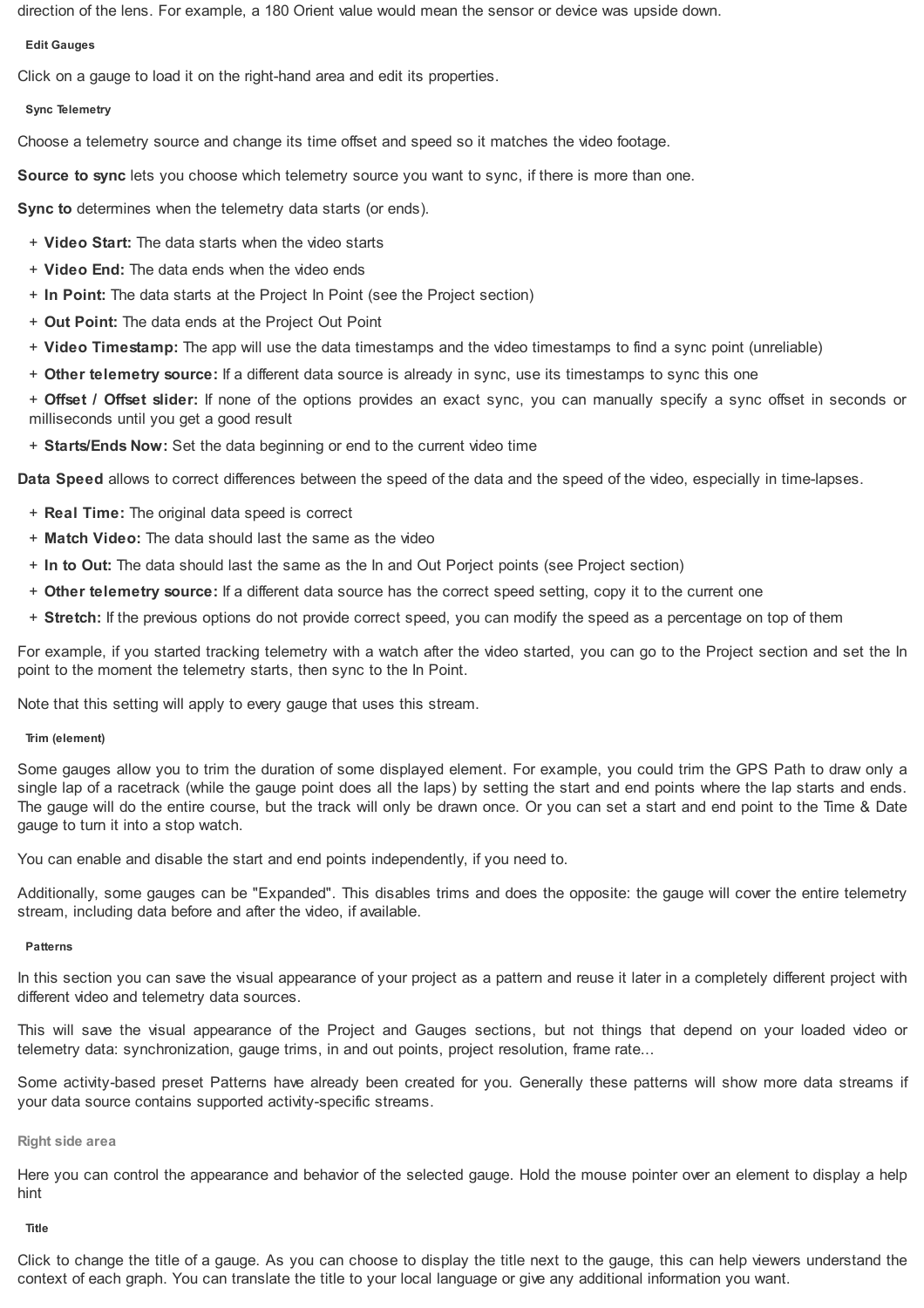direction of the lens. For example, a 180 Orient value would mean the sensor or device was upside down.

#### Edit Gauges

Click on a gauge to load it on the right-hand area and edit its properties.

#### Sync Telemetry

Choose a telemetry source and change its time offset and speed so it matches the video footage.

**Source to sync** lets you choose which telemetry source you want to sync, if there is more than one.

**Sync to** determines when the telemetry data starts (or ends).

+ **Video Start:** The data starts when the video starts
+ **Video End:** The data ends when the video ends
+ **In Point:** The data starts at the Project In Point (see the Project section)
+ **Out Point:** The data ends at the Project Out Point
+ **Video Timestamp:** The app will use the data timestamps and the video timestamps to find a sync point (unreliable)
+ **Other telemetry source:** If a different data source is already in sync, use its timestamps to sync this one
+ **Offset / Offset slider:** If none of the options provides an exact sync, you can manually specify a sync offset in seconds or milliseconds until you get a good result
+ **Starts/Ends Now:** Set the data beginning or end to the current video time

**Data Speed** allows to correct differences between the speed of the data and the speed of the video, especially in time-lapses.

+ **Real Time:** The original data speed is correct
+ **Match Video:** The data should last the same as the video
+ **In to Out:** The data should last the same as the In and Out Porject points (see Project section)
+ **Other telemetry source:** If a different data source has the correct speed setting, copy it to the current one
+ **Stretch:** If the previous options do not provide correct speed, you can modify the speed as a percentage on top of them

For example, if you started tracking telemetry with a watch after the video started, you can go to the Project section and set the In point to the moment the telemetry starts, then sync to the In Point.

Note that this setting will apply to every gauge that uses this stream.

#### Trim (element)

Some gauges allow you to trim the duration of some displayed element. For example, you could trim the GPS Path to draw only a single lap of a racetrack (while the gauge point does all the laps) by setting the start and end points where the lap starts and ends. The gauge will do the entire course, but the track will only be drawn once. Or you can set a start and end point to the Time & Date gauge to turn it into a stop watch.

You can enable and disable the start and end points independently, if you need to.

Additionally, some gauges can be "Expanded". This disables trims and does the opposite: the gauge will cover the entire telemetry stream, including data before and after the video, if available.

#### Patterns

In this section you can save the visual appearance of your project as a pattern and reuse it later in a completely different project with different video and telemetry data sources.

This will save the visual appearance of the Project and Gauges sections, but not things that depend on your loaded video or telemetry data: synchronization, gauge trims, in and out points, project resolution, frame rate...

Some activity-based preset Patterns have already been created for you. Generally these patterns will show more data streams if your data source contains supported activity-specific streams.

### Right side area

Here you can control the appearance and behavior of the selected gauge. Hold the mouse pointer over an element to display a help hint

#### Title

Click to change the title of a gauge. As you can choose to display the title next to the gauge, this can help viewers understand the context of each graph. You can translate the title to your local language or give any additional information you want.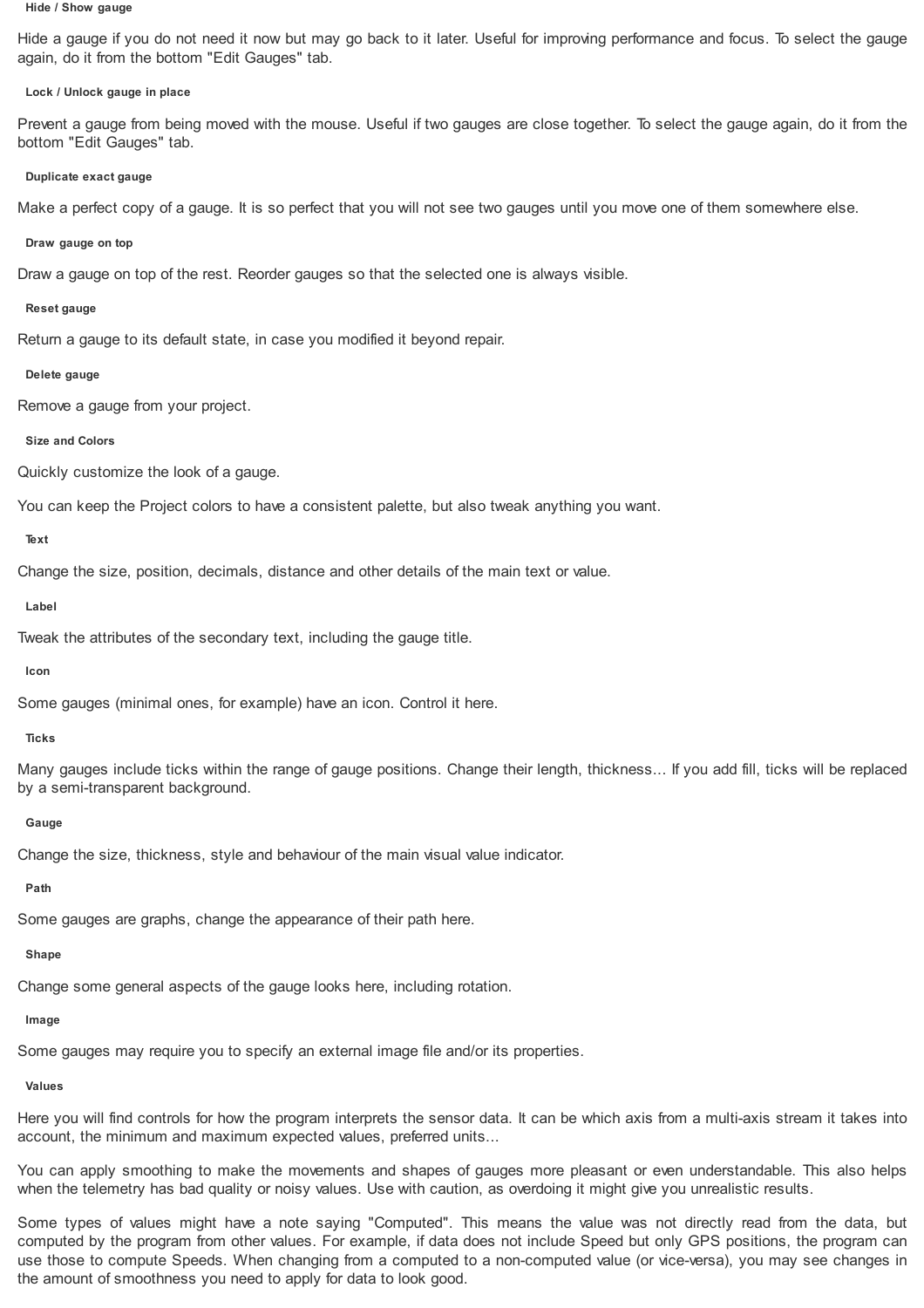##### Hide / Show gauge

Hide a gauge if you do not need it now but may go back to it later. Useful for improving performance and focus. To select the gauge again, do it from the bottom "Edit Gauges" tab.

##### Lock / Unlock gauge in place

Prevent a gauge from being moved with the mouse. Useful if two gauges are close together. To select the gauge again, do it from the bottom "Edit Gauges" tab.

##### Duplicate exact gauge

Make a perfect copy of a gauge. It is so perfect that you will not see two gauges until you move one of them somewhere else.

##### Draw gauge on top

Draw a gauge on top of the rest. Reorder gauges so that the selected one is always visible.

##### Reset gauge

Return a gauge to its default state, in case you modified it beyond repair.

##### Delete gauge

Remove a gauge from your project.

##### Size and Colors

Quickly customize the look of a gauge.

You can keep the Project colors to have a consistent palette, but also tweak anything you want.

##### Text

Change the size, position, decimals, distance and other details of the main text or value.

##### Label

Tweak the attributes of the secondary text, including the gauge title.

##### Icon

Some gauges (minimal ones, for example) have an icon. Control it here.

##### Ticks

Many gauges include ticks within the range of gauge positions. Change their length, thickness… If you add fill, ticks will be replaced by a semi-transparent background.

##### Gauge

Change the size, thickness, style and behaviour of the main visual value indicator.

##### Path

Some gauges are graphs, change the appearance of their path here.

##### Shape

Change some general aspects of the gauge looks here, including rotation.

##### Image

Some gauges may require you to specify an external image file and/or its properties.

##### Values

Here you will find controls for how the program interprets the sensor data. It can be which axis from a multi-axis stream it takes into account, the minimum and maximum expected values, preferred units…

You can apply smoothing to make the movements and shapes of gauges more pleasant or even understandable. This also helps when the telemetry has bad quality or noisy values. Use with caution, as overdoing it might give you unrealistic results.

Some types of values might have a note saying "Computed". This means the value was not directly read from the data, but computed by the program from other values. For example, if data does not include Speed but only GPS positions, the program can use those to compute Speeds. When changing from a computed to a non-computed value (or vice-versa), you may see changes in the amount of smoothness you need to apply for data to look good.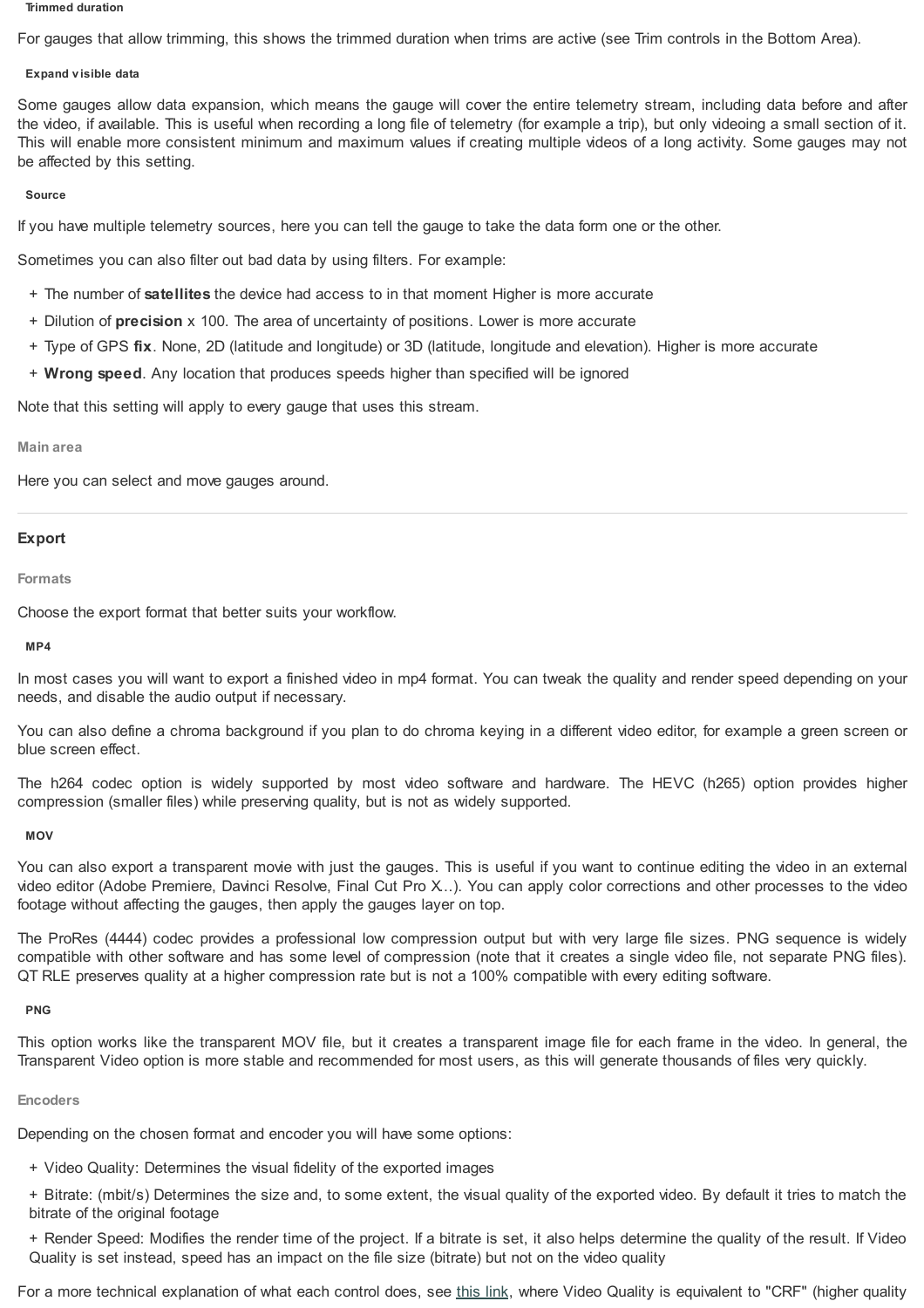#### Trimmed duration

For gauges that allow trimming, this shows the trimmed duration when trims are active (see Trim controls in the Bottom Area).

#### Expand visible data

Some gauges allow data expansion, which means the gauge will cover the entire telemetry stream, including data before and after the video, if available. This is useful when recording a long file of telemetry (for example a trip), but only videoing a small section of it. This will enable more consistent minimum and maximum values if creating multiple videos of a long activity. Some gauges may not be affected by this setting.

#### Source

If you have multiple telemetry sources, here you can tell the gauge to take the data form one or the other.

Sometimes you can also filter out bad data by using filters. For example:

+ The number of **satellites** the device had access to in that moment Higher is more accurate
+ Dilution of **precision** x 100. The area of uncertainty of positions. Lower is more accurate
+ Type of GPS **fix**. None, 2D (latitude and longitude) or 3D (latitude, longitude and elevation). Higher is more accurate
+ **Wrong speed**. Any location that produces speeds higher than specified will be ignored

Note that this setting will apply to every gauge that uses this stream.

### Main area

Here you can select and move gauges around.

---

## Export

### Formats

Choose the export format that better suits your workflow.

#### MP4

In most cases you will want to export a finished video in mp4 format. You can tweak the quality and render speed depending on your needs, and disable the audio output if necessary.

You can also define a chroma background if you plan to do chroma keying in a different video editor, for example a green screen or blue screen effect.

The h264 codec option is widely supported by most video software and hardware. The HEVC (h265) option provides higher compression (smaller files) while preserving quality, but is not as widely supported.

#### MOV

You can also export a transparent movie with just the gauges. This is useful if you want to continue editing the video in an external video editor (Adobe Premiere, Davinci Resolve, Final Cut Pro X...). You can apply color corrections and other processes to the video footage without affecting the gauges, then apply the gauges layer on top.

The ProRes (4444) codec provides a professional low compression output but with very large file sizes. PNG sequence is widely compatible with other software and has some level of compression (note that it creates a single video file, not separate PNG files). QT RLE preserves quality at a higher compression rate but is not a 100% compatible with every editing software.

#### PNG

This option works like the transparent MOV file, but it creates a transparent image file for each frame in the video. In general, the Transparent Video option is more stable and recommended for most users, as this will generate thousands of files very quickly.

### Encoders

Depending on the chosen format and encoder you will have some options:

+ Video Quality: Determines the visual fidelity of the exported images
+ Bitrate: (mbit/s) Determines the size and, to some extent, the visual quality of the exported video. By default it tries to match the bitrate of the original footage
+ Render Speed: Modifies the render time of the project. If a bitrate is set, it also helps determine the quality of the result. If Video Quality is set instead, speed has an impact on the file size (bitrate) but not on the video quality

For a more technical explanation of what each control does, see this link, where Video Quality is equivalent to "CRF" (higher quality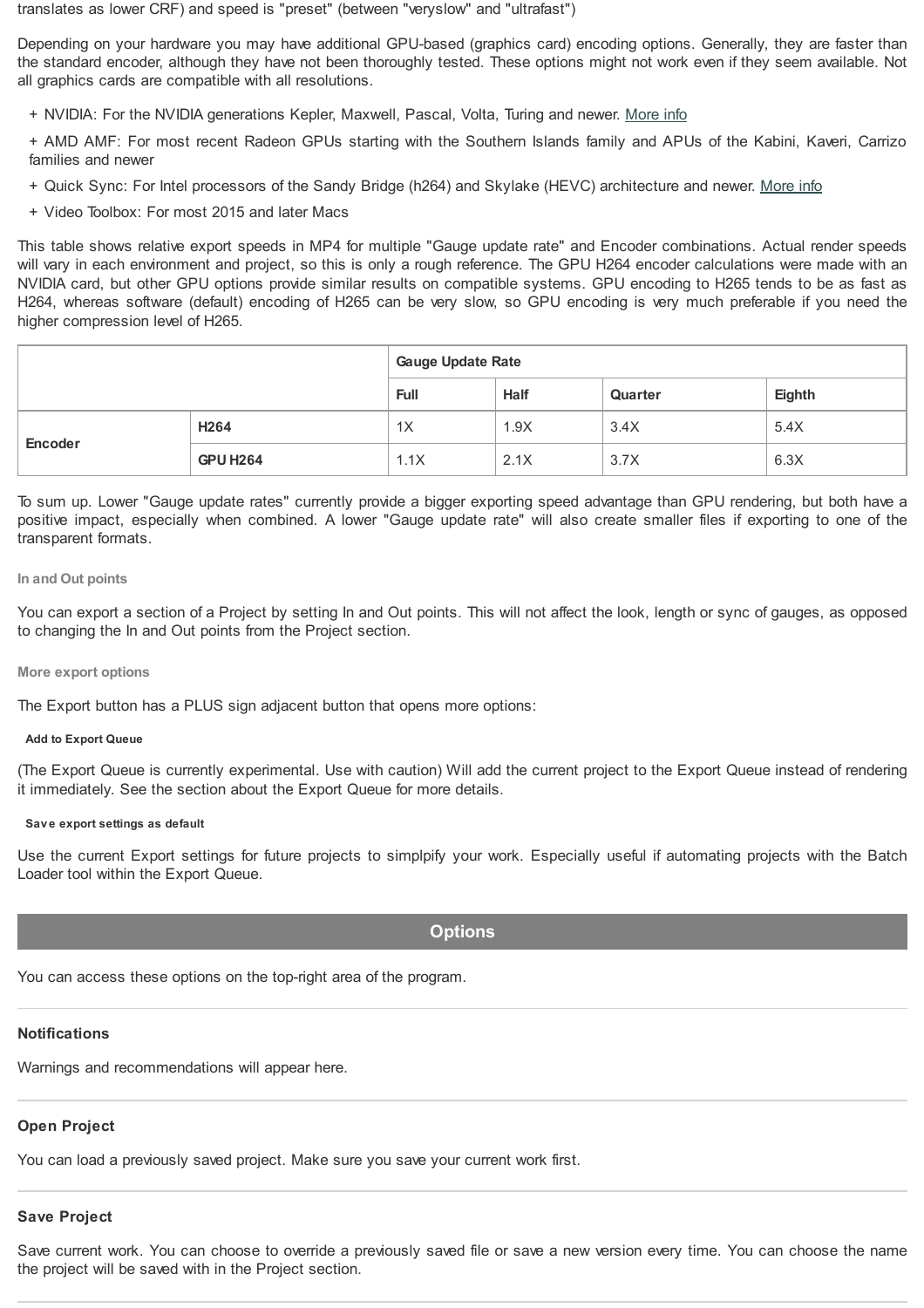translates as lower CRF) and speed is "preset" (between "veryslow" and "ultrafast")

Depending on your hardware you may have additional GPU-based (graphics card) encoding options. Generally, they are faster than the standard encoder, although they have not been thoroughly tested. These options might not work even if they seem available. Not all graphics cards are compatible with all resolutions.

+ NVIDIA: For the NVIDIA generations Kepler, Maxwell, Pascal, Volta, Turing and newer. More info
+ AMD AMF: For most recent Radeon GPUs starting with the Southern Islands family and APUs of the Kabini, Kaveri, Carrizo families and newer
+ Quick Sync: For Intel processors of the Sandy Bridge (h264) and Skylake (HEVC) architecture and newer. More info
+ Video Toolbox: For most 2015 and later Macs

This table shows relative export speeds in MP4 for multiple "Gauge update rate" and Encoder combinations. Actual render speeds will vary in each environment and project, so this is only a rough reference. The GPU H264 encoder calculations were made with an NVIDIA card, but other GPU options provide similar results on compatible systems. GPU encoding to H265 tends to be as fast as H264, whereas software (default) encoding of H265 can be very slow, so GPU encoding is very much preferable if you need the higher compression level of H265.

| | | **Gauge Update Rate** | | | |
|---|---|---|---|---|---|
| | | **Full** | **Half** | **Quarter** | **Eighth** |
| **Encoder** | **H264** | 1X | 1.9X | 3.4X | 5.4X |
| | **GPU H264** | 1.1X | 2.1X | 3.7X | 6.3X |

To sum up. Lower "Gauge update rates" currently provide a bigger exporting speed advantage than GPU rendering, but both have a positive impact, especially when combined. A lower "Gauge update rate" will also create smaller files if exporting to one of the transparent formats.

#### In and Out points

You can export a section of a Project by setting In and Out points. This will not affect the look, length or sync of gauges, as opposed to changing the In and Out points from the Project section.

#### More export options

The Export button has a PLUS sign adjacent button that opens more options:

##### Add to Export Queue

(The Export Queue is currently experimental. Use with caution) Will add the current project to the Export Queue instead of rendering it immediately. See the section about the Export Queue for more details.

##### Save export settings as default

Use the current Export settings for future projects to simplpify your work. Especially useful if automating projects with the Batch Loader tool within the Export Queue.

## Options

You can access these options on the top-right area of the program.

### Notifications

Warnings and recommendations will appear here.

### Open Project

You can load a previously saved project. Make sure you save your current work first.

### Save Project

Save current work. You can choose to override a previously saved file or save a new version every time. You can choose the name the project will be saved with in the Project section.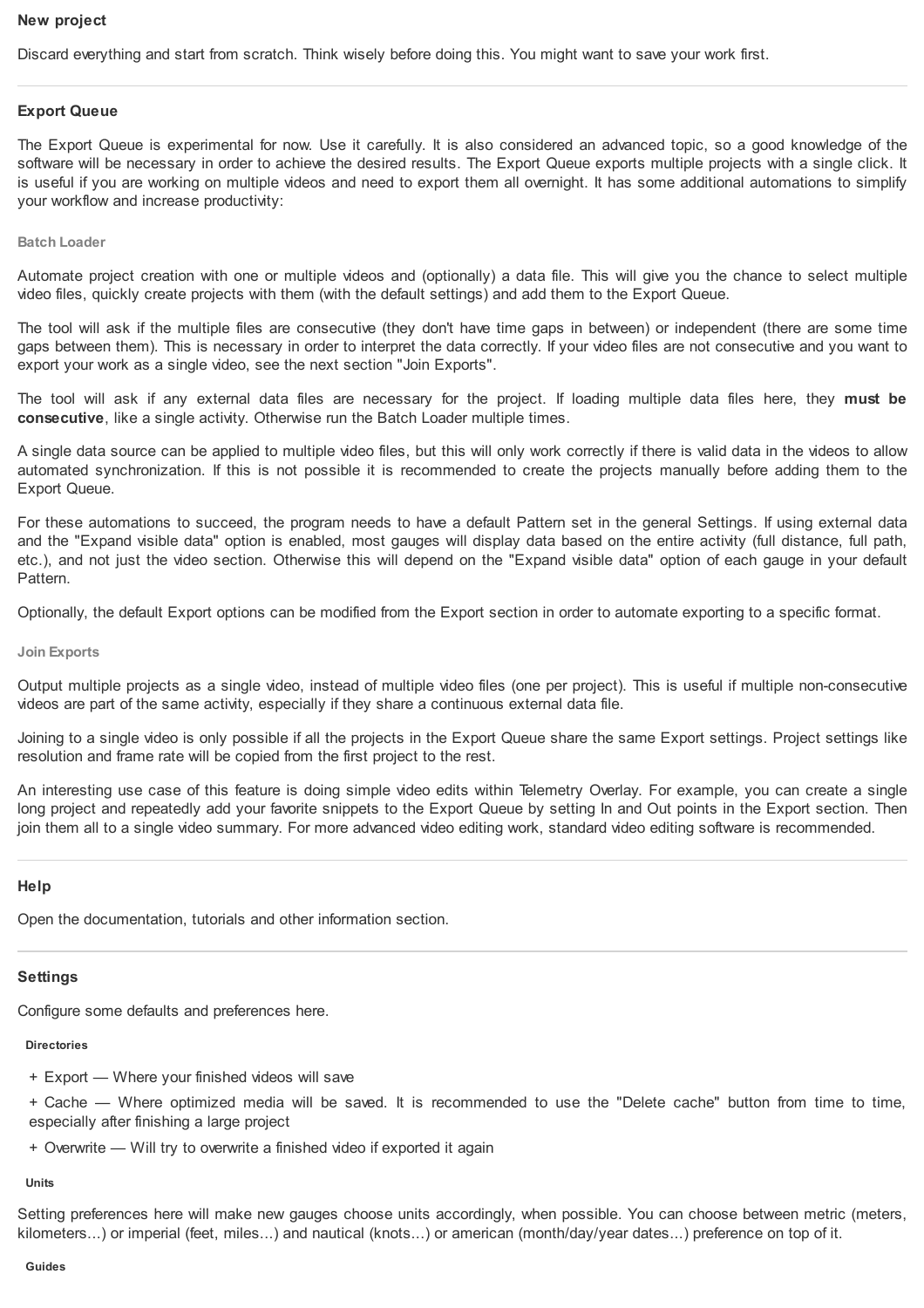### New project

Discard everything and start from scratch. Think wisely before doing this. You might want to save your work first.

---

### Export Queue

The Export Queue is experimental for now. Use it carefully. It is also considered an advanced topic, so a good knowledge of the software will be necessary in order to achieve the desired results. The Export Queue exports multiple projects with a single click. It is useful if you are working on multiple videos and need to export them all overnight. It has some additional automations to simplify your workflow and increase productivity:

#### Batch Loader

Automate project creation with one or multiple videos and (optionally) a data file. This will give you the chance to select multiple video files, quickly create projects with them (with the default settings) and add them to the Export Queue.

The tool will ask if the multiple files are consecutive (they don't have time gaps in between) or independent (there are some time gaps between them). This is necessary in order to interpret the data correctly. If your video files are not consecutive and you want to export your work as a single video, see the next section "Join Exports".

The tool will ask if any external data files are necessary for the project. If loading multiple data files here, they **must be consecutive**, like a single activity. Otherwise run the Batch Loader multiple times.

A single data source can be applied to multiple video files, but this will only work correctly if there is valid data in the videos to allow automated synchronization. If this is not possible it is recommended to create the projects manually before adding them to the Export Queue.

For these automations to succeed, the program needs to have a default Pattern set in the general Settings. If using external data and the "Expand visible data" option is enabled, most gauges will display data based on the entire activity (full distance, full path, etc.), and not just the video section. Otherwise this will depend on the "Expand visible data" option of each gauge in your default Pattern.

Optionally, the default Export options can be modified from the Export section in order to automate exporting to a specific format.

#### Join Exports

Output multiple projects as a single video, instead of multiple video files (one per project). This is useful if multiple non-consecutive videos are part of the same activity, especially if they share a continuous external data file.

Joining to a single video is only possible if all the projects in the Export Queue share the same Export settings. Project settings like resolution and frame rate will be copied from the first project to the rest.

An interesting use case of this feature is doing simple video edits within Telemetry Overlay. For example, you can create a single long project and repeatedly add your favorite snippets to the Export Queue by setting In and Out points in the Export section. Then join them all to a single video summary. For more advanced video editing work, standard video editing software is recommended.

---

### Help

Open the documentation, tutorials and other information section.

---

### Settings

Configure some defaults and preferences here.

##### Directories

+ Export — Where your finished videos will save
+ Cache — Where optimized media will be saved. It is recommended to use the "Delete cache" button from time to time, especially after finishing a large project
+ Overwrite — Will try to overwrite a finished video if exported it again

##### Units

Setting preferences here will make new gauges choose units accordingly, when possible. You can choose between metric (meters, kilometers...) or imperial (feet, miles...) and nautical (knots...) or american (month/day/year dates...) preference on top of it.

##### Guides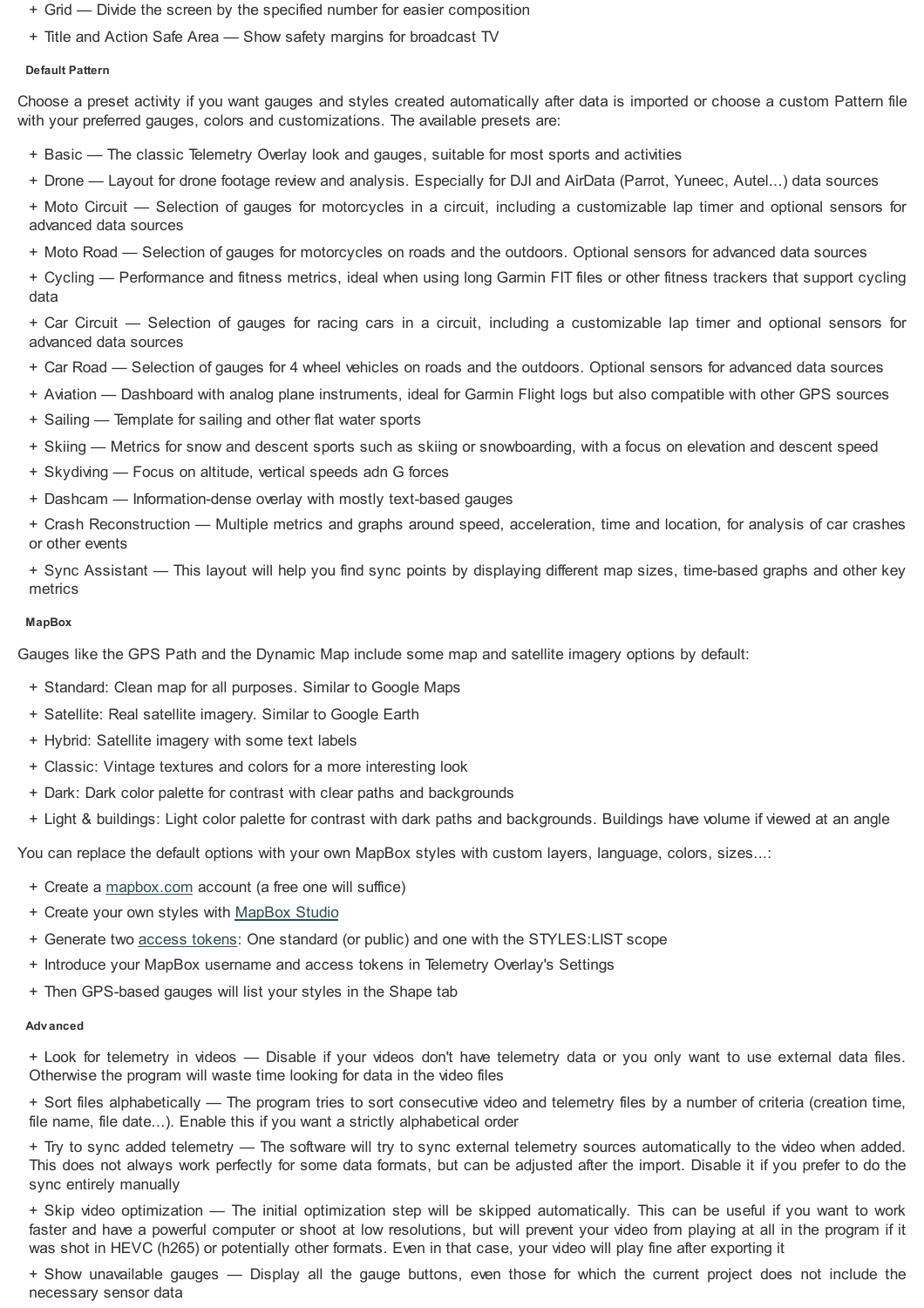+ Grid — Divide the screen by the specified number for easier composition
+ Title and Action Safe Area — Show safety margins for broadcast TV

#### Default Pattern

Choose a preset activity if you want gauges and styles created automatically after data is imported or choose a custom Pattern file with your preferred gauges, colors and customizations. The available presets are:

+ Basic — The classic Telemetry Overlay look and gauges, suitable for most sports and activities
+ Drone — Layout for drone footage review and analysis. Especially for DJI and AirData (Parrot, Yuneec, Autel...) data sources
+ Moto Circuit — Selection of gauges for motorcycles in a circuit, including a customizable lap timer and optional sensors for advanced data sources
+ Moto Road — Selection of gauges for motorcycles on roads and the outdoors. Optional sensors for advanced data sources
+ Cycling — Performance and fitness metrics, ideal when using long Garmin FIT files or other fitness trackers that support cycling data
+ Car Circuit — Selection of gauges for racing cars in a circuit, including a customizable lap timer and optional sensors for advanced data sources
+ Car Road — Selection of gauges for 4 wheel vehicles on roads and the outdoors. Optional sensors for advanced data sources
+ Aviation — Dashboard with analog plane instruments, ideal for Garmin Flight logs but also compatible with other GPS sources
+ Sailing — Template for sailing and other flat water sports
+ Skiing — Metrics for snow and descent sports such as skiing or snowboarding, with a focus on elevation and descent speed
+ Skydiving — Focus on altitude, vertical speeds adn G forces
+ Dashcam — Information-dense overlay with mostly text-based gauges
+ Crash Reconstruction — Multiple metrics and graphs around speed, acceleration, time and location, for analysis of car crashes or other events
+ Sync Assistant — This layout will help you find sync points by displaying different map sizes, time-based graphs and other key metrics

#### MapBox

Gauges like the GPS Path and the Dynamic Map include some map and satellite imagery options by default:

+ Standard: Clean map for all purposes. Similar to Google Maps
+ Satellite: Real satellite imagery. Similar to Google Earth
+ Hybrid: Satellite imagery with some text labels
+ Classic: Vintage textures and colors for a more interesting look
+ Dark: Dark color palette for contrast with clear paths and backgrounds
+ Light & buildings: Light color palette for contrast with dark paths and backgrounds. Buildings have volume if viewed at an angle

You can replace the default options with your own MapBox styles with custom layers, language, colors, sizes...:

+ Create a mapbox.com account (a free one will suffice)
+ Create your own styles with MapBox Studio
+ Generate two access tokens: One standard (or public) and one with the STYLES:LIST scope
+ Introduce your MapBox username and access tokens in Telemetry Overlay's Settings
+ Then GPS-based gauges will list your styles in the Shape tab

#### Advanced

+ Look for telemetry in videos — Disable if your videos don't have telemetry data or you only want to use external data files. Otherwise the program will waste time looking for data in the video files
+ Sort files alphabetically — The program tries to sort consecutive video and telemetry files by a number of criteria (creation time, file name, file date...). Enable this if you want a strictly alphabetical order
+ Try to sync added telemetry — The software will try to sync external telemetry sources automatically to the video when added. This does not always work perfectly for some data formats, but can be adjusted after the import. Disable it if you prefer to do the sync entirely manually
+ Skip video optimization — The initial optimization step will be skipped automatically. This can be useful if you want to work faster and have a powerful computer or shoot at low resolutions, but will prevent your video from playing at all in the program if it was shot in HEVC (h265) or potentially other formats. Even in that case, your video will play fine after exporting it
+ Show unavailable gauges — Display all the gauge buttons, even those for which the current project does not include the necessary sensor data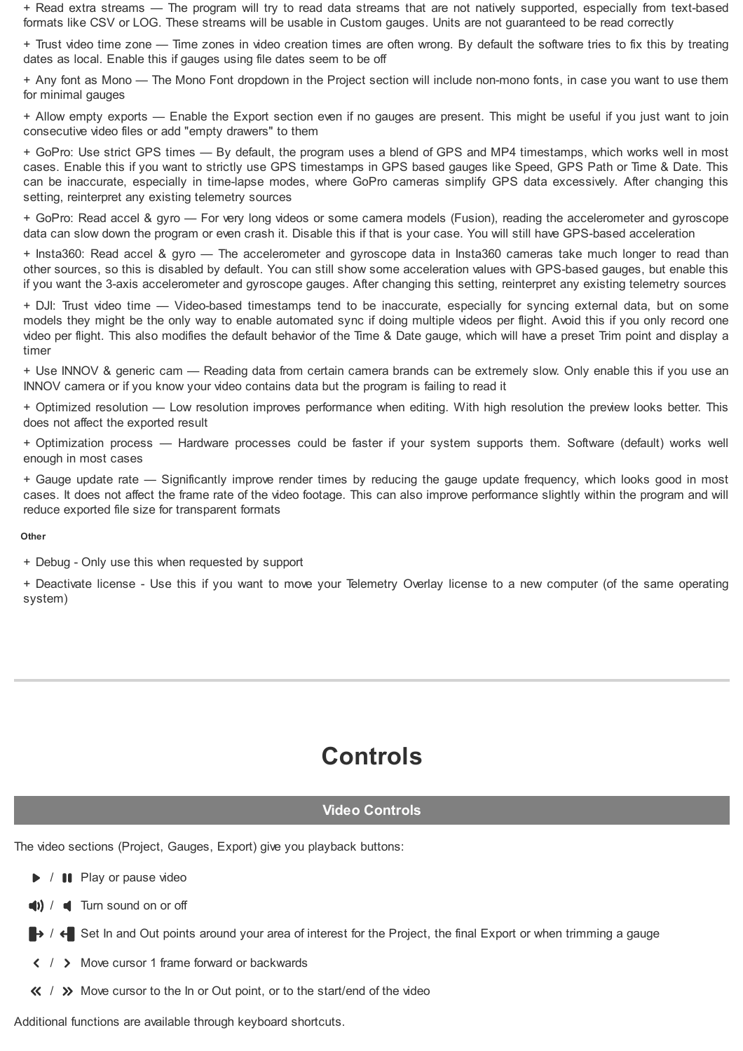+ Read extra streams — The program will try to read data streams that are not natively supported, especially from text-based formats like CSV or LOG. These streams will be usable in Custom gauges. Units are not guaranteed to be read correctly

+ Trust video time zone — Time zones in video creation times are often wrong. By default the software tries to fix this by treating dates as local. Enable this if gauges using file dates seem to be off

+ Any font as Mono — The Mono Font dropdown in the Project section will include non-mono fonts, in case you want to use them for minimal gauges

+ Allow empty exports — Enable the Export section even if no gauges are present. This might be useful if you just want to join consecutive video files or add "empty drawers" to them

+ GoPro: Use strict GPS times — By default, the program uses a blend of GPS and MP4 timestamps, which works well in most cases. Enable this if you want to strictly use GPS timestamps in GPS based gauges like Speed, GPS Path or Time & Date. This can be inaccurate, especially in time-lapse modes, where GoPro cameras simplify GPS data excessively. After changing this setting, reinterpret any existing telemetry sources

+ GoPro: Read accel & gyro — For very long videos or some camera models (Fusion), reading the accelerometer and gyroscope data can slow down the program or even crash it. Disable this if that is your case. You will still have GPS-based acceleration

+ Insta360: Read accel & gyro — The accelerometer and gyroscope data in Insta360 cameras take much longer to read than other sources, so this is disabled by default. You can still show some acceleration values with GPS-based gauges, but enable this if you want the 3-axis accelerometer and gyroscope gauges. After changing this setting, reinterpret any existing telemetry sources

+ DJI: Trust video time — Video-based timestamps tend to be inaccurate, especially for syncing external data, but on some models they might be the only way to enable automated sync if doing multiple videos per flight. Avoid this if you only record one video per flight. This also modifies the default behavior of the Time & Date gauge, which will have a preset Trim point and display a timer

+ Use INNOV & generic cam — Reading data from certain camera brands can be extremely slow. Only enable this if you use an INNOV camera or if you know your video contains data but the program is failing to read it

+ Optimized resolution — Low resolution improves performance when editing. With high resolution the preview looks better. This does not affect the exported result

+ Optimization process — Hardware processes could be faster if your system supports them. Software (default) works well enough in most cases

+ Gauge update rate — Significantly improve render times by reducing the gauge update frequency, which looks good in most cases. It does not affect the frame rate of the video footage. This can also improve performance slightly within the program and will reduce exported file size for transparent formats

#### Other

+ Debug - Only use this when requested by support

+ Deactivate license - Use this if you want to move your Telemetry Overlay license to a new computer (of the same operating system)

---

# Controls

## Video Controls

The video sections (Project, Gauges, Export) give you playback buttons:

- ▶ / ❚❚ Play or pause video
- 🔊 / 🔈 Turn sound on or off
- ⇥ / ⇤ Set In and Out points around your area of interest for the Project, the final Export or when trimming a gauge
- ‹ / › Move cursor 1 frame forward or backwards
- « / » Move cursor to the In or Out point, or to the start/end of the video

Additional functions are available through keyboard shortcuts.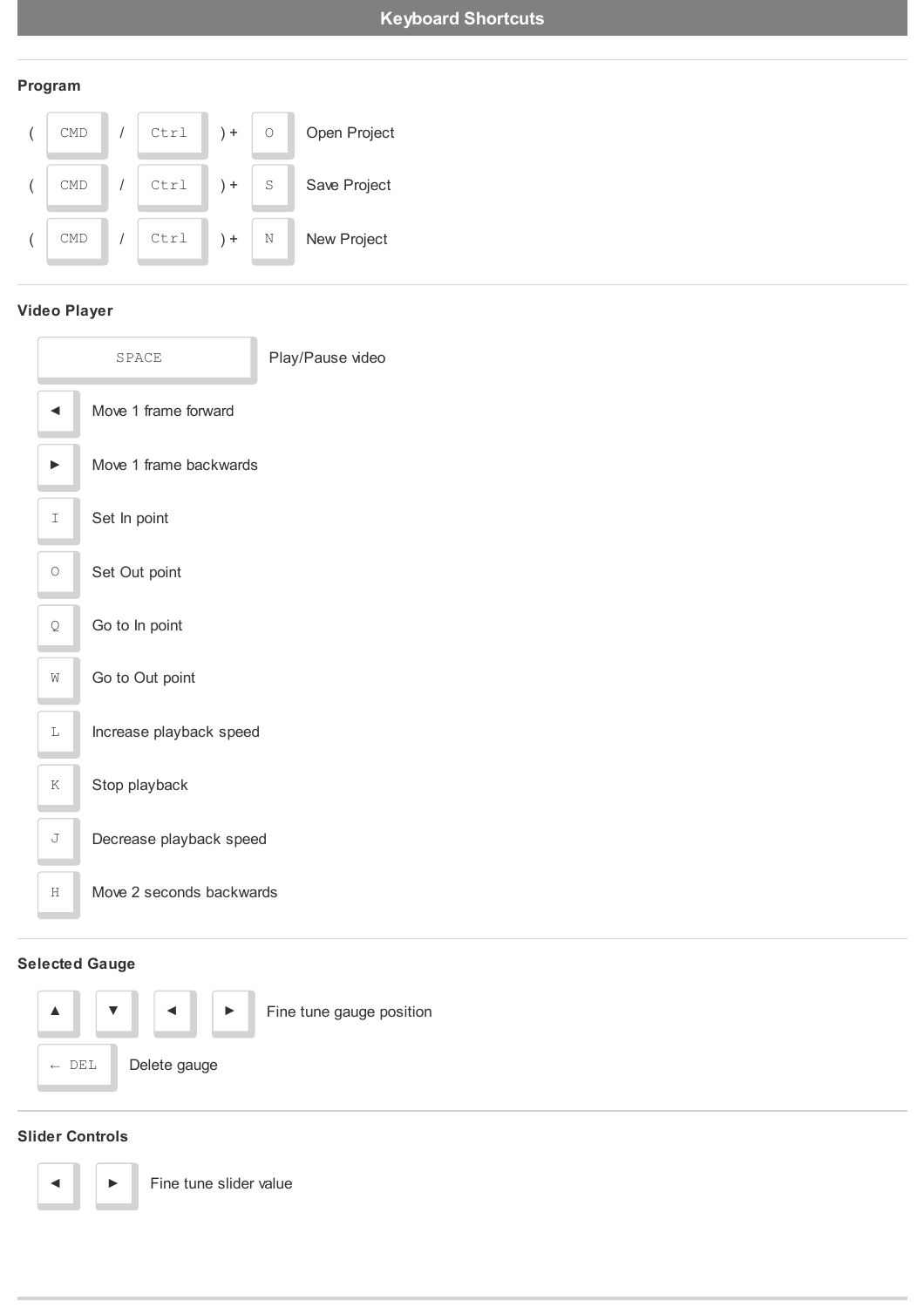# Keyboard Shortcuts

## Program

( CMD / Ctrl ) + O Open Project

( CMD / Ctrl ) + S Save Project

( CMD / Ctrl ) + N New Project

## Video Player

SPACE Play/Pause video

◄ Move 1 frame forward

► Move 1 frame backwards

I Set In point

O Set Out point

Q Go to In point

W Go to Out point

L Increase playback speed

K Stop playback

J Decrease playback speed

H Move 2 seconds backwards

## Selected Gauge

▲ ▼ ◄ ► Fine tune gauge position

← DEL Delete gauge

## Slider Controls

◄ ► Fine tune slider value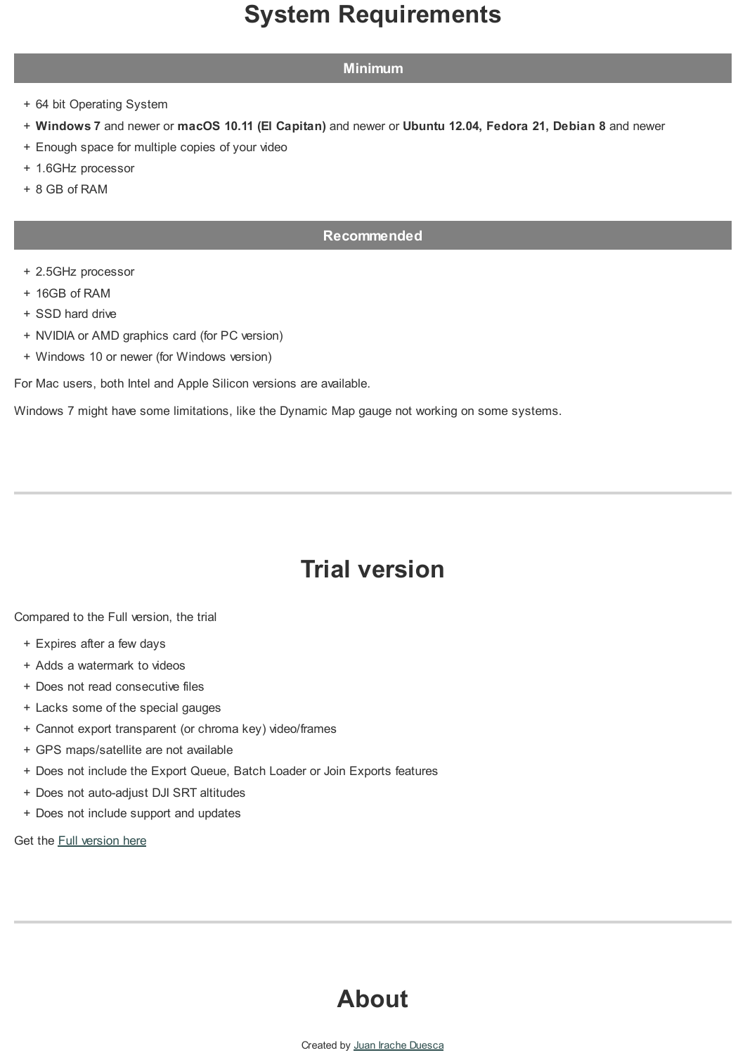# System Requirements

### Minimum

- 64 bit Operating System
- **Windows 7** and newer or **macOS 10.11 (El Capitan)** and newer or **Ubuntu 12.04, Fedora 21, Debian 8** and newer
- Enough space for multiple copies of your video
- 1.6GHz processor
- 8 GB of RAM

### Recommended

- 2.5GHz processor
- 16GB of RAM
- SSD hard drive
- NVIDIA or AMD graphics card (for PC version)
- Windows 10 or newer (for Windows version)

For Mac users, both Intel and Apple Silicon versions are available.

Windows 7 might have some limitations, like the Dynamic Map gauge not working on some systems.

---

# Trial version

Compared to the Full version, the trial

- Expires after a few days
- Adds a watermark to videos
- Does not read consecutive files
- Lacks some of the special gauges
- Cannot export transparent (or chroma key) video/frames
- GPS maps/satellite are not available
- Does not include the Export Queue, Batch Loader or Join Exports features
- Does not auto-adjust DJI SRT altitudes
- Does not include support and updates

Get the Full version here

---

# About

Created by Juan Irache Duesca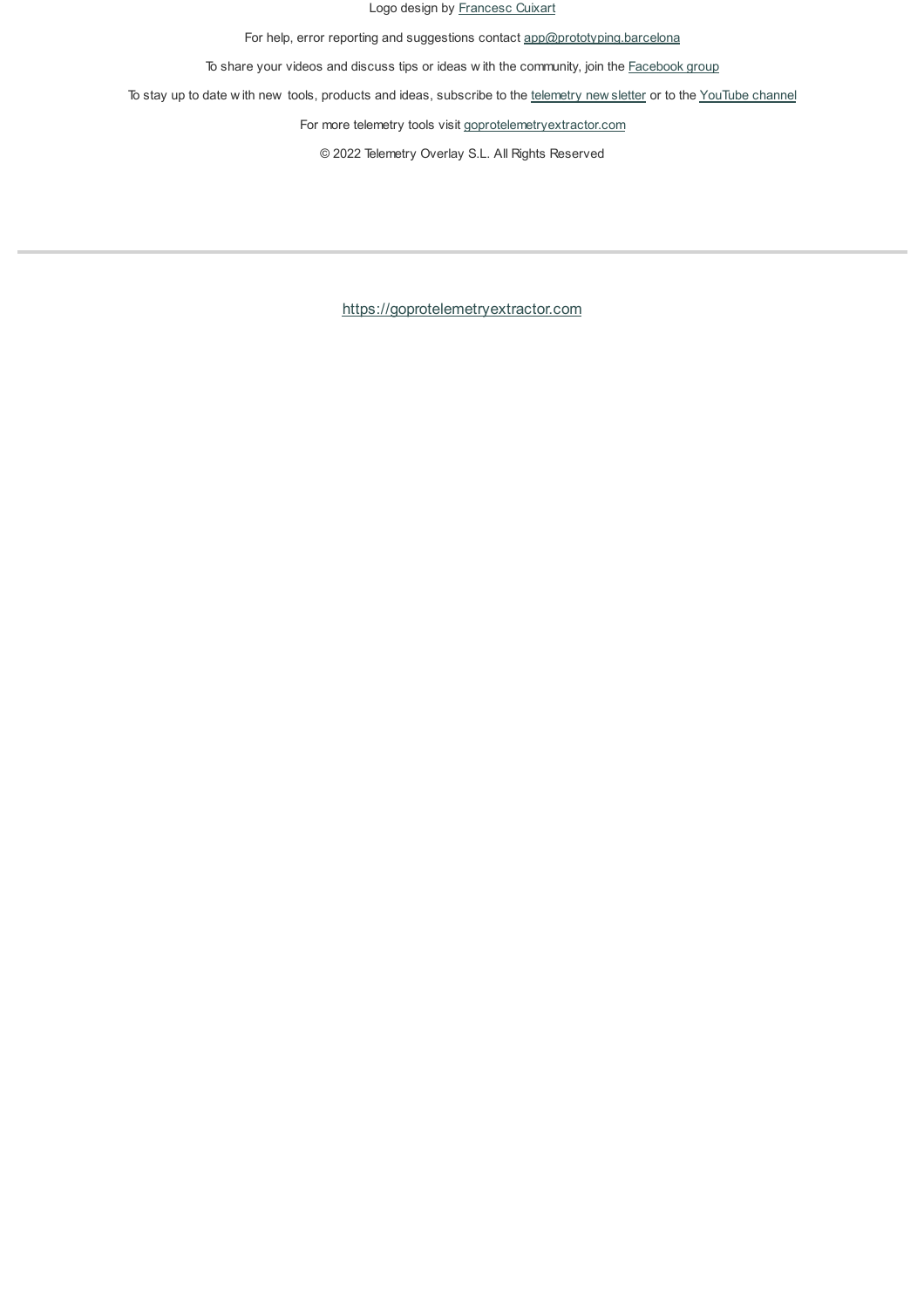Logo design by Francesc Cuixart

For help, error reporting and suggestions contact app@prototyping.barcelona

To share your videos and discuss tips or ideas with the community, join the Facebook group

To stay up to date with new tools, products and ideas, subscribe to the telemetry newsletter or to the YouTube channel

For more telemetry tools visit goprotelemetryextractor.com

© 2022 Telemetry Overlay S.L. All Rights Reserved

---

https://goprotelemetryextractor.com